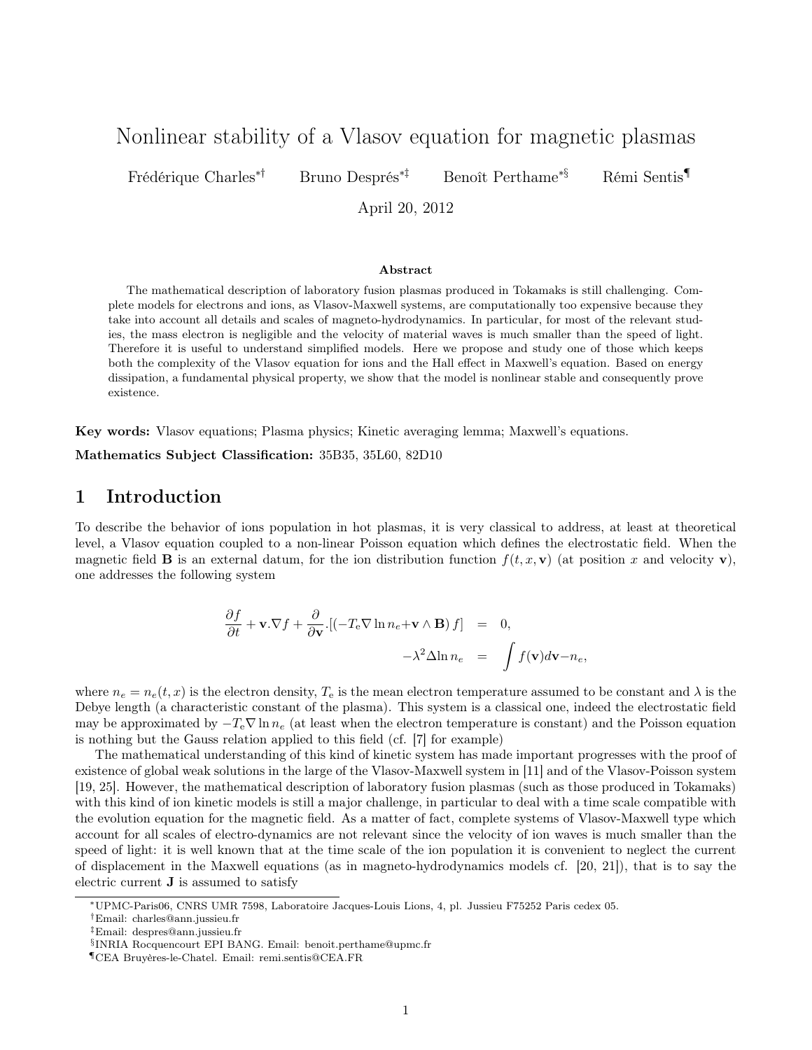# Nonlinear stability of a Vlasov equation for magnetic plasmas

Frédérique Charles[*,†] Bruno Després[*,‡] Benoît Perthame[*,§] Rémi Sentis[¶]

April 20, 2012

### Abstract

The mathematical description of laboratory fusion plasmas produced in Tokamaks is still challenging. Complete models for electrons and ions, as Vlasov-Maxwell systems, are computationally too expensive because they take into account all details and scales of magneto-hydrodynamics. In particular, for most of the relevant studies, the mass electron is negligible and the velocity of material waves is much smaller than the speed of light. Therefore it is useful to understand simplified models. Here we propose and study one of those which keeps both the complexity of the Vlasov equation for ions and the Hall effect in Maxwell's equation. Based on energy dissipation, a fundamental physical property, we show that the model is nonlinear stable and consequently prove existence.

**Key words:** Vlasov equations; Plasma physics; Kinetic averaging lemma; Maxwell's equations.

**Mathematics Subject Classification:** 35B35, 35L60, 82D10

## 1 Introduction

To describe the behavior of ions population in hot plasmas, it is very classical to address, at least at theoretical level, a Vlasov equation coupled to a non-linear Poisson equation which defines the electrostatic field. When the magnetic field $\mathbf{B}$ is an external datum, for the ion distribution function $f(t, x, \mathbf{v})$ (at position $x$ and velocity $\mathbf{v}$), one addresses the following system

$$
\begin{aligned}
\frac{\partial f}{\partial t} + \mathbf{v}.\nabla f + \frac{\partial}{\partial \mathbf{v}}.[(-T_e \nabla \ln n_e + \mathbf{v} \wedge \mathbf{B}) f] &= 0, \\
-\lambda^2 \Delta \ln n_e &= \int f(\mathbf{v}) d\mathbf{v} - n_e,
\end{aligned}
$$

where $n_e = n_e(t, x)$ is the electron density, $T_e$ is the mean electron temperature assumed to be constant and $\lambda$ is the Debye length (a characteristic constant of the plasma). This system is a classical one, indeed the electrostatic field may be approximated by $-T_e \nabla \ln n_e$ (at least when the electron temperature is constant) and the Poisson equation is nothing but the Gauss relation applied to this field (cf. [7] for example)

The mathematical understanding of this kind of kinetic system has made important progresses with the proof of existence of global weak solutions in the large of the Vlasov-Maxwell system in [11] and of the Vlasov-Poisson system [19, 25]. However, the mathematical description of laboratory fusion plasmas (such as those produced in Tokamaks) with this kind of ion kinetic models is still a major challenge, in particular to deal with a time scale compatible with the evolution equation for the magnetic field. As a matter of fact, complete systems of Vlasov-Maxwell type which account for all scales of electro-dynamics are not relevant since the velocity of ion waves is much smaller than the speed of light: it is well known that at the time scale of the ion population it is convenient to neglect the current of displacement in the Maxwell equations (as in magneto-hydrodynamics models cf. [20, 21]), that is to say the electric current $\mathbf{J}$ is assumed to satisfy

---

[*] UPMC-Paris06, CNRS UMR 7598, Laboratoire Jacques-Louis Lions, 4, pl. Jussieu F75252 Paris cedex 05.

[†] Email: charles@ann.jussieu.fr

[‡] Email: despres@ann.jussieu.fr

[§] INRIA Rocquencourt EPI BANG. Email: benoit.perthame@upmc.fr

[¶] CEA Bruyères-le-Chatel. Email: remi.sentis@CEA.FR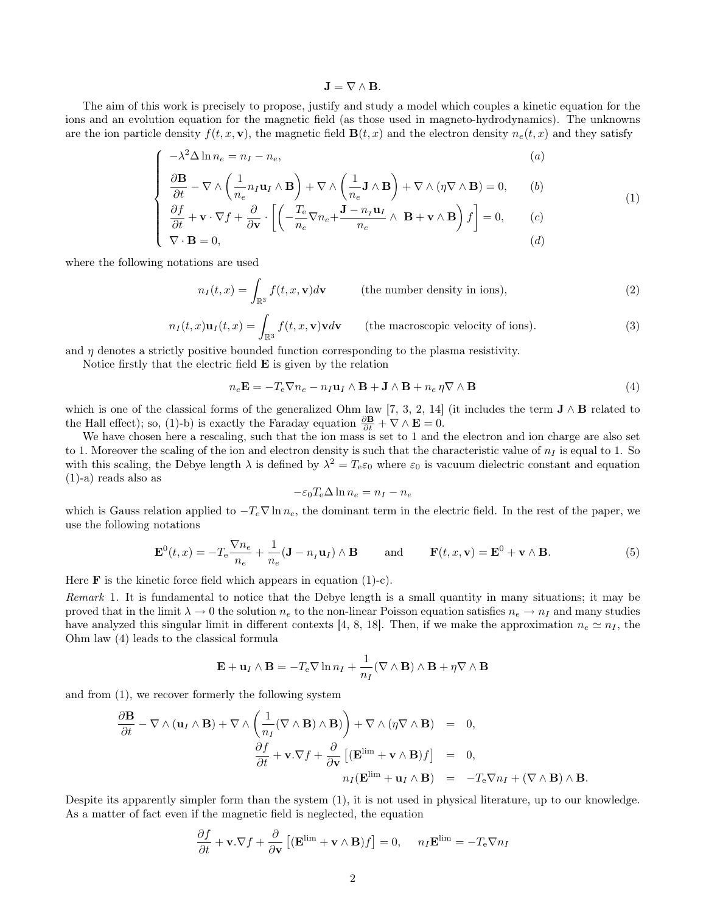$$\mathbf{J} = \nabla \wedge \mathbf{B}.$$

The aim of this work is precisely to propose, justify and study a model which couples a kinetic equation for the ions and an evolution equation for the magnetic field (as those used in magneto-hydrodynamics). The unknowns are the ion particle density $f(t, x, \mathbf{v})$, the magnetic field $\mathbf{B}(t, x)$ and the electron density $n_e(t, x)$ and they satisfy

$$\begin{cases} -\lambda^2 \Delta \ln n_e = n_I - n_e, & (a) \\ \dfrac{\partial \mathbf{B}}{\partial t} - \nabla \wedge \left( \dfrac{1}{n_e} n_I \mathbf{u}_I \wedge \mathbf{B} \right) + \nabla \wedge \left( \dfrac{1}{n_e} \mathbf{J} \wedge \mathbf{B} \right) + \nabla \wedge (\eta \nabla \wedge \mathbf{B}) = 0, & (b) \\ \dfrac{\partial f}{\partial t} + \mathbf{v} \cdot \nabla f + \dfrac{\partial}{\partial \mathbf{v}} \cdot \left[ \left( -\dfrac{T_\mathrm{e}}{n_e} \nabla n_e + \dfrac{\mathbf{J} - n_I \mathbf{u}_I}{n_e} \wedge \mathbf{B} + \mathbf{v} \wedge \mathbf{B} \right) f \right] = 0, & (c) \\ \nabla \cdot \mathbf{B} = 0, & (d) \end{cases} \tag{1}$$

where the following notations are used

$$n_I(t, x) = \int_{\mathbb{R}^3} f(t, x, \mathbf{v}) d\mathbf{v} \qquad \text{(the number density in ions)}, \tag{2}$$

$$n_I(t, x)\mathbf{u}_I(t, x) = \int_{\mathbb{R}^3} f(t, x, \mathbf{v}) \mathbf{v} d\mathbf{v} \qquad \text{(the macroscopic velocity of ions)}. \tag{3}$$

and $\eta$ denotes a strictly positive bounded function corresponding to the plasma resistivity.

Notice firstly that the electric field $\mathbf{E}$ is given by the relation

$$n_e \mathbf{E} = -T_\mathrm{e} \nabla n_e - n_I \mathbf{u}_I \wedge \mathbf{B} + \mathbf{J} \wedge \mathbf{B} + n_e \, \eta \nabla \wedge \mathbf{B} \tag{4}$$

which is one of the classical forms of the generalized Ohm law [7, 3, 2, 14] (it includes the term $\mathbf{J} \wedge \mathbf{B}$ related to the Hall effect); so, (1)-b) is exactly the Faraday equation $\frac{\partial \mathbf{B}}{\partial t} + \nabla \wedge \mathbf{E} = 0$.

We have chosen here a rescaling, such that the ion mass is set to 1 and the electron and ion charge are also set to 1. Moreover the scaling of the ion and electron density is such that the characteristic value of $n_I$ is equal to 1. So with this scaling, the Debye length $\lambda$ is defined by $\lambda^2 = T_\mathrm{e} \varepsilon_0$ where $\varepsilon_0$ is vacuum dielectric constant and equation (1)-a) reads also as

$$-\varepsilon_0 T_\mathrm{e} \Delta \ln n_e = n_I - n_e$$

which is Gauss relation applied to $-T_e \nabla \ln n_e$, the dominant term in the electric field. In the rest of the paper, we use the following notations

$$\mathbf{E}^0(t, x) = -T_\mathrm{e} \frac{\nabla n_e}{n_e} + \frac{1}{n_e} (\mathbf{J} - n_I \mathbf{u}_I) \wedge \mathbf{B} \qquad \text{and} \qquad \mathbf{F}(t, x, \mathbf{v}) = \mathbf{E}^0 + \mathbf{v} \wedge \mathbf{B}. \tag{5}$$

Here $\mathbf{F}$ is the kinetic force field which appears in equation (1)-c).

*Remark* 1. It is fundamental to notice that the Debye length is a small quantity in many situations; it may be proved that in the limit $\lambda \to 0$ the solution $n_e$ to the non-linear Poisson equation satisfies $n_e \to n_I$ and many studies have analyzed this singular limit in different contexts [4, 8, 18]. Then, if we make the approximation $n_e \simeq n_I$, the Ohm law (4) leads to the classical formula

$$\mathbf{E} + \mathbf{u}_I \wedge \mathbf{B} = -T_\mathrm{e} \nabla \ln n_I + \frac{1}{n_I} (\nabla \wedge \mathbf{B}) \wedge \mathbf{B} + \eta \nabla \wedge \mathbf{B}$$

and from (1), we recover formerly the following system

$$\begin{aligned} \frac{\partial \mathbf{B}}{\partial t} - \nabla \wedge (\mathbf{u}_I \wedge \mathbf{B}) + \nabla \wedge \left( \frac{1}{n_I} (\nabla \wedge \mathbf{B}) \wedge \mathbf{B} \right) + \nabla \wedge (\eta \nabla \wedge \mathbf{B}) &= 0, \\ \frac{\partial f}{\partial t} + \mathbf{v} . \nabla f + \frac{\partial}{\partial \mathbf{v}} \left[ (\mathbf{E}^{\lim} + \mathbf{v} \wedge \mathbf{B}) f \right] &= 0, \\ n_I (\mathbf{E}^{\lim} + \mathbf{u}_I \wedge \mathbf{B}) &= -T_\mathrm{e} \nabla n_I + (\nabla \wedge \mathbf{B}) \wedge \mathbf{B}. \end{aligned}$$

Despite its apparently simpler form than the system (1), it is not used in physical literature, up to our knowledge. As a matter of fact even if the magnetic field is neglected, the equation

$$\frac{\partial f}{\partial t} + \mathbf{v} . \nabla f + \frac{\partial}{\partial \mathbf{v}} \left[ (\mathbf{E}^{\lim} + \mathbf{v} \wedge \mathbf{B}) f \right] = 0, \quad n_I \mathbf{E}^{\lim} = -T_\mathrm{e} \nabla n_I$$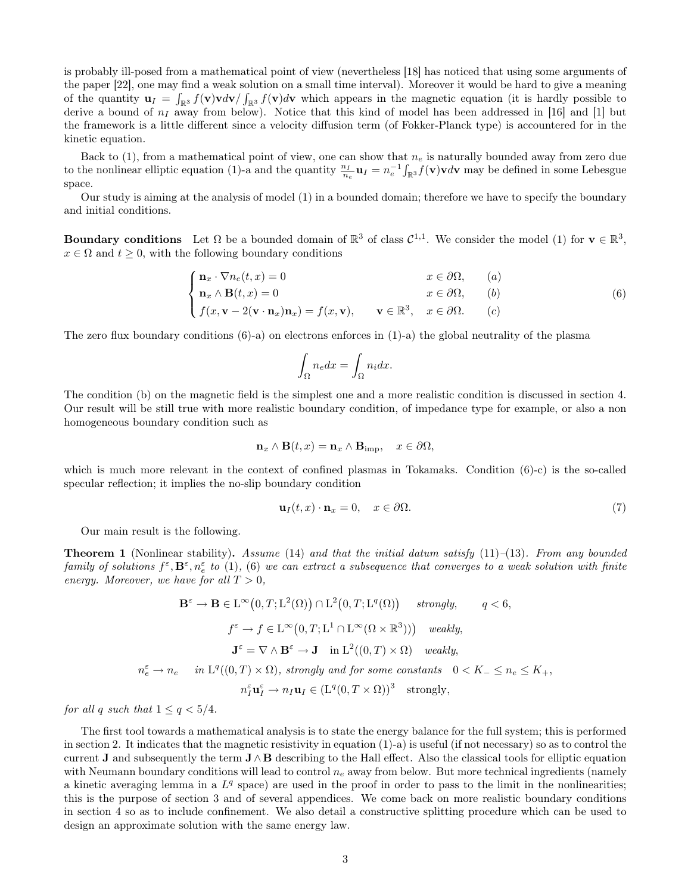is probably ill-posed from a mathematical point of view (nevertheless [18] has noticed that using some arguments of the paper [22], one may find a weak solution on a small time interval). Moreover it would be hard to give a meaning of the quantity $\mathbf{u}_I = \int_{\mathbb{R}^3} f(\mathbf{v})\mathbf{v}d\mathbf{v} / \int_{\mathbb{R}^3} f(\mathbf{v})d\mathbf{v}$ which appears in the magnetic equation (it is hardly possible to derive a bound of $n_I$ away from below). Notice that this kind of model has been addressed in [16] and [1] but the framework is a little different since a velocity diffusion term (of Fokker-Planck type) is accountered for in the kinetic equation.

Back to (1), from a mathematical point of view, one can show that $n_e$ is naturally bounded away from zero due to the nonlinear elliptic equation (1)-a and the quantity $\frac{n_I}{n_e}\mathbf{u}_I = n_e^{-1}\int_{\mathbb{R}^3} f(\mathbf{v})\mathbf{v}d\mathbf{v}$ may be defined in some Lebesgue space.

Our study is aiming at the analysis of model (1) in a bounded domain; therefore we have to specify the boundary and initial conditions.

**Boundary conditions** Let $\Omega$ be a bounded domain of $\mathbb{R}^3$ of class $\mathcal{C}^{1,1}$. We consider the model (1) for $\mathbf{v} \in \mathbb{R}^3$, $x \in \Omega$ and $t \geq 0$, with the following boundary conditions

$$
\begin{cases}
\mathbf{n}_x \cdot \nabla n_e(t,x) = 0 & x \in \partial\Omega, \quad (a) \\
\mathbf{n}_x \wedge \mathbf{B}(t,x) = 0 & x \in \partial\Omega, \quad (b) \\
f(x, \mathbf{v} - 2(\mathbf{v}\cdot\mathbf{n}_x)\mathbf{n}_x) = f(x,\mathbf{v}), \quad \mathbf{v} \in \mathbb{R}^3, & x \in \partial\Omega. \quad (c)
\end{cases}
\tag{6}
$$

The zero flux boundary conditions (6)-a) on electrons enforces in (1)-a) the global neutrality of the plasma

$$
\int_\Omega n_e dx = \int_\Omega n_i dx.
$$

The condition (b) on the magnetic field is the simplest one and a more realistic condition is discussed in section 4. Our result will be still true with more realistic boundary condition, of impedance type for example, or also a non homogeneous boundary condition such as

$$
\mathbf{n}_x \wedge \mathbf{B}(t,x) = \mathbf{n}_x \wedge \mathbf{B}_{\text{imp}}, \quad x \in \partial\Omega,
$$

which is much more relevant in the context of confined plasmas in Tokamaks. Condition (6)-c) is the so-called specular reflection; it implies the no-slip boundary condition

$$
\mathbf{u}_I(t,x)\cdot\mathbf{n}_x = 0, \quad x \in \partial\Omega. \tag{7}
$$

Our main result is the following.

**Theorem 1** (Nonlinear stability)**.** *Assume* (14) *and that the initial datum satisfy* (11)–(13)*. From any bounded family of solutions* $f^\varepsilon, \mathbf{B}^\varepsilon, n_e^\varepsilon$ *to* (1), (6) *we can extract a subsequence that converges to a weak solution with finite energy. Moreover, we have for all* $T > 0$,

$$
\mathbf{B}^\varepsilon \to \mathbf{B} \in \mathrm{L}^\infty\big(0,T;\mathrm{L}^2(\Omega)\big) \cap \mathrm{L}^2\big(0,T;\mathrm{L}^q(\Omega)\big) \quad \textit{strongly}, \qquad q < 6,
$$

$$
f^\varepsilon \to f \in \mathrm{L}^\infty\big(0,T;\mathrm{L}^1 \cap \mathrm{L}^\infty(\Omega\times\mathbb{R}^3)\big)\big) \quad \textit{weakly},
$$

$$
\mathbf{J}^\varepsilon = \nabla \wedge \mathbf{B}^\varepsilon \to \mathbf{J} \quad \text{in } \mathrm{L}^2((0,T)\times\Omega) \quad \textit{weakly},
$$

$$
n_e^\varepsilon \to n_e \quad \textit{in } \mathrm{L}^q((0,T)\times\Omega)\textit{, strongly and for some constants} \quad 0 < K_- \leq n_e \leq K_+,
$$

$$
n_I^\varepsilon \mathbf{u}_I^\varepsilon \to n_I \mathbf{u}_I \in (\mathrm{L}^q(0,T\times\Omega))^3 \quad \text{strongly},
$$

*for all* $q$ *such that* $1 \leq q < 5/4$.

The first tool towards a mathematical analysis is to state the energy balance for the full system; this is performed in section 2. It indicates that the magnetic resistivity in equation (1)-a) is useful (if not necessary) so as to control the current $\mathbf{J}$ and subsequently the term $\mathbf{J}\wedge\mathbf{B}$ describing to the Hall effect. Also the classical tools for elliptic equation with Neumann boundary conditions will lead to control $n_e$ away from below. But more technical ingredients (namely a kinetic averaging lemma in a $L^q$ space) are used in the proof in order to pass to the limit in the nonlinearities; this is the purpose of section 3 and of several appendices. We come back on more realistic boundary conditions in section 4 so as to include confinement. We also detail a constructive splitting procedure which can be used to design an approximate solution with the same energy law.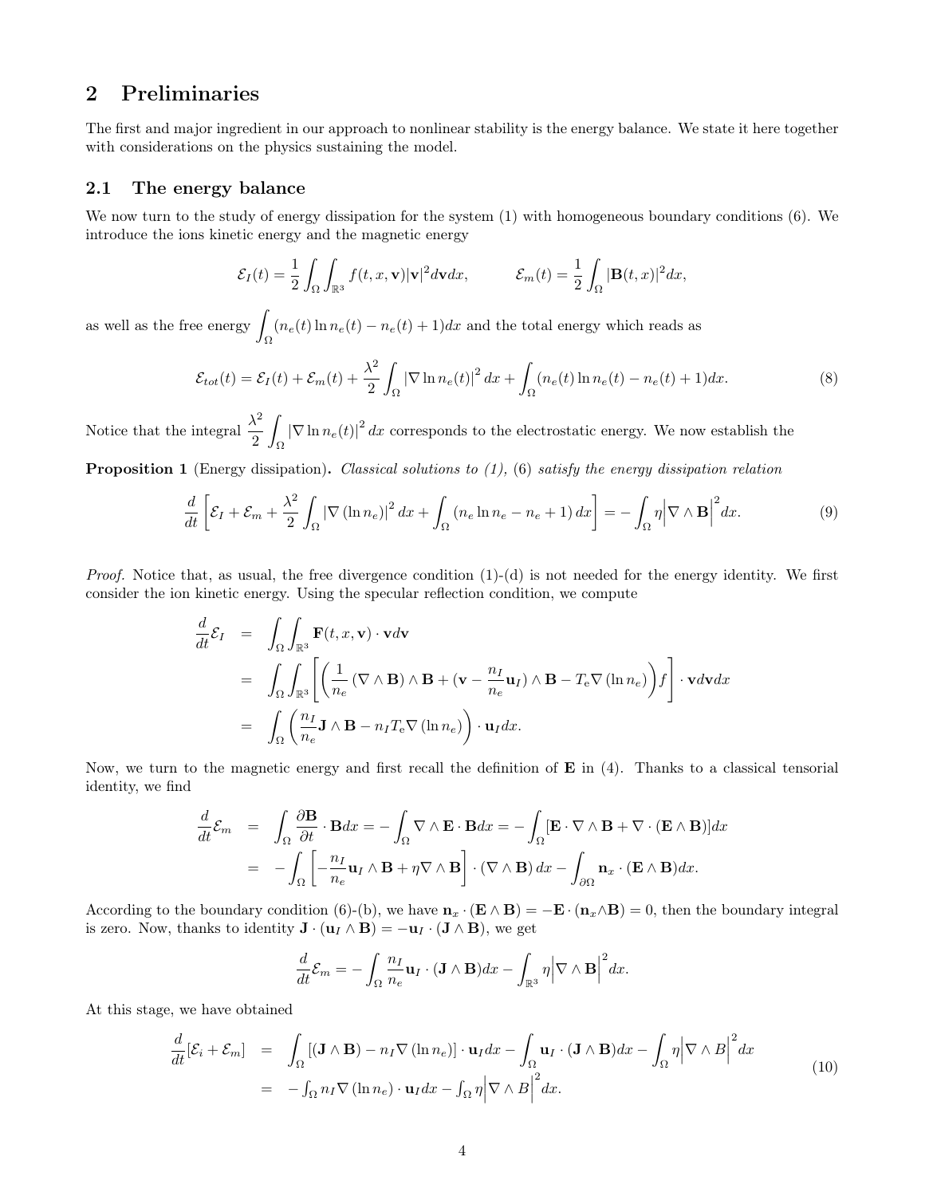# 2 Preliminaries

The first and major ingredient in our approach to nonlinear stability is the energy balance. We state it here together with considerations on the physics sustaining the model.

## 2.1 The energy balance

We now turn to the study of energy dissipation for the system (1) with homogeneous boundary conditions (6). We introduce the ions kinetic energy and the magnetic energy

$$\mathcal{E}_I(t) = \frac{1}{2}\int_\Omega \int_{\mathbb{R}^3} f(t,x,\mathbf{v})|\mathbf{v}|^2 d\mathbf{v}dx, \qquad \mathcal{E}_m(t) = \frac{1}{2}\int_\Omega |\mathbf{B}(t,x)|^2 dx,$$

as well as the free energy $\int_\Omega (n_e(t)\ln n_e(t) - n_e(t) + 1)dx$ and the total energy which reads as

$$\mathcal{E}_{tot}(t) = \mathcal{E}_I(t) + \mathcal{E}_m(t) + \frac{\lambda^2}{2}\int_\Omega |\nabla \ln n_e(t)|^2 dx + \int_\Omega (n_e(t)\ln n_e(t) - n_e(t) + 1)dx. \tag{8}$$

Notice that the integral $\frac{\lambda^2}{2}\int_\Omega |\nabla \ln n_e(t)|^2 dx$ corresponds to the electrostatic energy. We now establish the

**Proposition 1** (Energy dissipation)**.** *Classical solutions to (1), (6) satisfy the energy dissipation relation*

$$\frac{d}{dt}\left[\mathcal{E}_I + \mathcal{E}_m + \frac{\lambda^2}{2}\int_\Omega |\nabla(\ln n_e)|^2 dx + \int_\Omega (n_e \ln n_e - n_e + 1)dx\right] = -\int_\Omega \eta \Big|\nabla \wedge \mathbf{B}\Big|^2 dx. \tag{9}$$

*Proof.* Notice that, as usual, the free divergence condition (1)-(d) is not needed for the energy identity. We first consider the ion kinetic energy. Using the specular reflection condition, we compute

$$\begin{aligned}
\frac{d}{dt}\mathcal{E}_I &= \int_\Omega \int_{\mathbb{R}^3} \mathbf{F}(t,x,\mathbf{v})\cdot \mathbf{v}d\mathbf{v} \\
&= \int_\Omega \int_{\mathbb{R}^3} \left[\left(\frac{1}{n_e}(\nabla\wedge\mathbf{B})\wedge\mathbf{B} + (\mathbf{v} - \frac{n_I}{n_e}\mathbf{u}_I)\wedge\mathbf{B} - T_e\nabla(\ln n_e)\right)f\right]\cdot \mathbf{v}d\mathbf{v}dx \\
&= \int_\Omega \left(\frac{n_I}{n_e}\mathbf{J}\wedge\mathbf{B} - n_I T_e \nabla(\ln n_e)\right)\cdot \mathbf{u}_I dx.
\end{aligned}$$

Now, we turn to the magnetic energy and first recall the definition of $\mathbf{E}$ in (4). Thanks to a classical tensorial identity, we find

$$\begin{aligned}
\frac{d}{dt}\mathcal{E}_m &= \int_\Omega \frac{\partial \mathbf{B}}{\partial t}\cdot\mathbf{B}dx = -\int_\Omega \nabla\wedge\mathbf{E}\cdot\mathbf{B}dx = -\int_\Omega [\mathbf{E}\cdot\nabla\wedge\mathbf{B} + \nabla\cdot(\mathbf{E}\wedge\mathbf{B})]dx \\
&= -\int_\Omega \left[-\frac{n_I}{n_e}\mathbf{u}_I\wedge\mathbf{B} + \eta\nabla\wedge\mathbf{B}\right]\cdot(\nabla\wedge\mathbf{B})dx - \int_{\partial\Omega} \mathbf{n}_x\cdot(\mathbf{E}\wedge\mathbf{B})dx.
\end{aligned}$$

According to the boundary condition (6)-(b), we have $\mathbf{n}_x\cdot(\mathbf{E}\wedge\mathbf{B}) = -\mathbf{E}\cdot(\mathbf{n}_x\wedge\mathbf{B}) = 0$, then the boundary integral is zero. Now, thanks to identity $\mathbf{J}\cdot(\mathbf{u}_I\wedge\mathbf{B}) = -\mathbf{u}_I\cdot(\mathbf{J}\wedge\mathbf{B})$, we get

$$\frac{d}{dt}\mathcal{E}_m = -\int_\Omega \frac{n_I}{n_e}\mathbf{u}_I\cdot(\mathbf{J}\wedge\mathbf{B})dx - \int_{\mathbb{R}^3} \eta\Big|\nabla\wedge\mathbf{B}\Big|^2 dx.$$

At this stage, we have obtained

$$\begin{aligned}
\frac{d}{dt}[\mathcal{E}_i + \mathcal{E}_m] &= \int_\Omega [(\mathbf{J}\wedge\mathbf{B}) - n_I\nabla(\ln n_e)]\cdot\mathbf{u}_I dx - \int_\Omega \mathbf{u}_I\cdot(\mathbf{J}\wedge\mathbf{B})dx - \int_\Omega \eta\Big|\nabla\wedge B\Big|^2 dx \\
&= -\int_\Omega n_I\nabla(\ln n_e)\cdot\mathbf{u}_I dx - \int_\Omega \eta\Big|\nabla\wedge B\Big|^2 dx.
\end{aligned} \tag{10}$$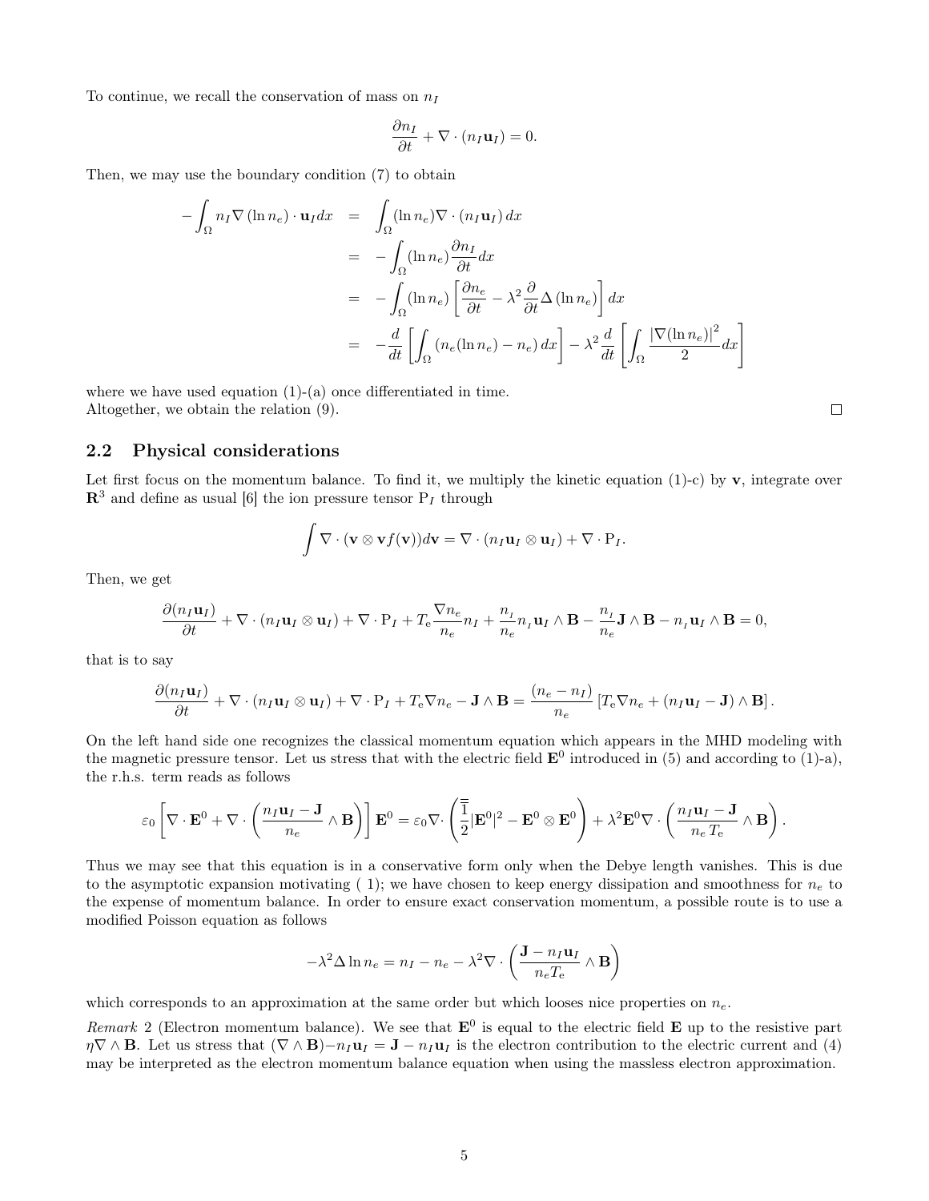To continue, we recall the conservation of mass on $n_I$

$$\frac{\partial n_I}{\partial t} + \nabla \cdot (n_I \mathbf{u}_I) = 0.$$

Then, we may use the boundary condition (7) to obtain

$$\begin{aligned}
-\int_\Omega n_I \nabla (\ln n_e) \cdot \mathbf{u}_I dx &= \int_\Omega (\ln n_e) \nabla \cdot (n_I \mathbf{u}_I)\, dx \\
&= -\int_\Omega (\ln n_e) \frac{\partial n_I}{\partial t} dx \\
&= -\int_\Omega (\ln n_e) \left[ \frac{\partial n_e}{\partial t} - \lambda^2 \frac{\partial}{\partial t} \Delta (\ln n_e) \right] dx \\
&= -\frac{d}{dt}\left[ \int_\Omega (n_e (\ln n_e) - n_e)\, dx \right] - \lambda^2 \frac{d}{dt} \left[ \int_\Omega \frac{|\nabla (\ln n_e)|^2}{2} dx \right]
\end{aligned}$$

where we have used equation (1)-(a) once differentiated in time.
Altogether, we obtain the relation (9). □

## 2.2 Physical considerations

Let first focus on the momentum balance. To find it, we multiply the kinetic equation (1)-c) by $\mathbf{v}$, integrate over $\mathbf{R}^3$ and define as usual [6] the ion pressure tensor $\mathrm{P}_I$ through

$$\int \nabla \cdot (\mathbf{v} \otimes \mathbf{v} f(\mathbf{v})) d\mathbf{v} = \nabla \cdot (n_I \mathbf{u}_I \otimes \mathbf{u}_I) + \nabla \cdot \mathrm{P}_I.$$

Then, we get

$$\frac{\partial (n_I \mathbf{u}_I)}{\partial t} + \nabla \cdot (n_I \mathbf{u}_I \otimes \mathbf{u}_I) + \nabla \cdot \mathrm{P}_I + T_e \frac{\nabla n_e}{n_e} n_I + \frac{n_I}{n_e} n_I \mathbf{u}_I \wedge \mathbf{B} - \frac{n_I}{n_e} \mathbf{J} \wedge \mathbf{B} - n_I \mathbf{u}_I \wedge \mathbf{B} = 0,$$

that is to say

$$\frac{\partial (n_I \mathbf{u}_I)}{\partial t} + \nabla \cdot (n_I \mathbf{u}_I \otimes \mathbf{u}_I) + \nabla \cdot \mathrm{P}_I + T_e \nabla n_e - \mathbf{J} \wedge \mathbf{B} = \frac{(n_e - n_I)}{n_e} \left[ T_e \nabla n_e + (n_I \mathbf{u}_I - \mathbf{J}) \wedge \mathbf{B} \right].$$

On the left hand side one recognizes the classical momentum equation which appears in the MHD modeling with the magnetic pressure tensor. Let us stress that with the electric field $\mathbf{E}^0$ introduced in (5) and according to (1)-a), the r.h.s. term reads as follows

$$\varepsilon_0 \left[ \nabla \cdot \mathbf{E}^0 + \nabla \cdot \left( \frac{n_I \mathbf{u}_I - \mathbf{J}}{n_e} \wedge \mathbf{B} \right) \right] \mathbf{E}^0 = \varepsilon_0 \nabla \cdot \left( \frac{\overline{\overline{1}}}{2} |\mathbf{E}^0|^2 - \mathbf{E}^0 \otimes \mathbf{E}^0 \right) + \lambda^2 \mathbf{E}^0 \nabla \cdot \left( \frac{n_I \mathbf{u}_I - \mathbf{J}}{n_e\, T_e} \wedge \mathbf{B} \right).$$

Thus we may see that this equation is in a conservative form only when the Debye length vanishes. This is due to the asymptotic expansion motivating ( 1); we have chosen to keep energy dissipation and smoothness for $n_e$ to the expense of momentum balance. In order to ensure exact conservation momentum, a possible route is to use a modified Poisson equation as follows

$$-\lambda^2 \Delta \ln n_e = n_I - n_e - \lambda^2 \nabla \cdot \left( \frac{\mathbf{J} - n_I \mathbf{u}_I}{n_e T_e} \wedge \mathbf{B} \right)$$

which corresponds to an approximation at the same order but which looses nice properties on $n_e$.

*Remark* 2 (Electron momentum balance). We see that $\mathbf{E}^0$ is equal to the electric field $\mathbf{E}$ up to the resistive part $\eta \nabla \wedge \mathbf{B}$. Let us stress that $(\nabla \wedge \mathbf{B}) - n_I \mathbf{u}_I = \mathbf{J} - n_I \mathbf{u}_I$ is the electron contribution to the electric current and (4) may be interpreted as the electron momentum balance equation when using the massless electron approximation.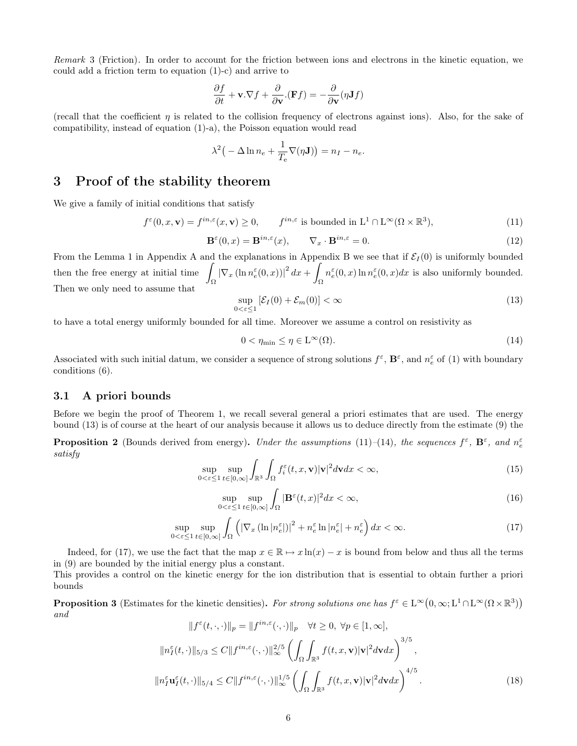*Remark* 3 (Friction). In order to account for the friction between ions and electrons in the kinetic equation, we could add a friction term to equation (1)-c) and arrive to

$$\frac{\partial f}{\partial t} + \mathbf{v}.\nabla f + \frac{\partial}{\partial \mathbf{v}}.(\mathbf{F} f) = -\frac{\partial}{\partial \mathbf{v}}(\eta \mathbf{J} f)$$

(recall that the coefficient $\eta$ is related to the collision frequency of electrons against ions). Also, for the sake of compatibility, instead of equation (1)-a), the Poisson equation would read

$$\lambda^2\big( -\Delta \ln n_e + \frac{1}{T_e}\nabla(\eta \mathbf{J})\big) = n_I - n_e.$$

# 3 Proof of the stability theorem

We give a family of initial conditions that satisfy

$$f^\varepsilon(0,x,\mathbf{v}) = f^{in,\varepsilon}(x,\mathbf{v}) \geq 0, \qquad f^{in,\varepsilon} \text{ is bounded in } \mathrm{L}^1 \cap \mathrm{L}^\infty(\Omega \times \mathbb{R}^3), \tag{11}$$

$$\mathbf{B}^\varepsilon(0,x) = \mathbf{B}^{in,\varepsilon}(x), \qquad \nabla_x \cdot \mathbf{B}^{in,\varepsilon} = 0. \tag{12}$$

From the Lemma 1 in Appendix A and the explanations in Appendix B we see that if $\mathcal{E}_I(0)$ is uniformly bounded then the free energy at initial time $\displaystyle\int_\Omega |\nabla_x (\ln n_e^\varepsilon(0,x))|^2\, dx + \int_\Omega n_e^\varepsilon(0,x) \ln n_e^\varepsilon(0,x) dx$ is also uniformly bounded. Then we only need to assume that

$$\sup_{0<\varepsilon\leq 1} [\mathcal{E}_I(0) + \mathcal{E}_m(0)] < \infty \tag{13}$$

to have a total energy uniformly bounded for all time. Moreover we assume a control on resistivity as

$$0 < \eta_{\min} \leq \eta \in \mathrm{L}^\infty(\Omega). \tag{14}$$

Associated with such initial datum, we consider a sequence of strong solutions $f^\varepsilon$, $\mathbf{B}^\varepsilon$, and $n_e^\varepsilon$ of (1) with boundary conditions (6).

## 3.1 A priori bounds

Before we begin the proof of Theorem 1, we recall several general a priori estimates that are used. The energy bound (13) is of course at the heart of our analysis because it allows us to deduce directly from the estimate (9) the

**Proposition 2** (Bounds derived from energy)**.** *Under the assumptions* (11)–(14)*, the sequences $f^\varepsilon$, $\mathbf{B}^\varepsilon$, and $n_e^\varepsilon$ satisfy*

$$\sup_{0<\varepsilon\leq 1}\ \sup_{t\in[0,\infty]} \int_{\mathbb{R}^3}\int_\Omega f_i^\varepsilon(t,x,\mathbf{v})|\mathbf{v}|^2 d\mathbf{v}dx < \infty, \tag{15}$$

$$\sup_{0<\varepsilon\leq 1}\ \sup_{t\in[0,\infty]} \int_\Omega |\mathbf{B}^\varepsilon(t,x)|^2 dx < \infty, \tag{16}$$

$$\sup_{0<\varepsilon\leq 1}\ \sup_{t\in[0,\infty]} \int_\Omega \Big( |\nabla_x (\ln |n_e^\varepsilon|)|^2 + n_e^\varepsilon \ln |n_e^\varepsilon| + n_e^\varepsilon \Big)\, dx < \infty. \tag{17}$$

Indeed, for (17), we use the fact that the map $x \in \mathbb{R} \mapsto x\ln(x) - x$ is bound from below and thus all the terms in (9) are bounded by the initial energy plus a constant.
This provides a control on the kinetic energy for the ion distribution that is essential to obtain further a priori bounds

**Proposition 3** (Estimates for the kinetic densities)**.** *For strong solutions one has $f^\varepsilon \in \mathrm{L}^\infty\big(0,\infty; \mathrm{L}^1 \cap \mathrm{L}^\infty(\Omega\times\mathbb{R}^3)\big)$ and*

$$\|f^\varepsilon(t,\cdot,\cdot)\|_p = \|f^{in,\varepsilon}(\cdot,\cdot)\|_p \quad \forall t \geq 0,\ \forall p \in [1,\infty],$$

$$\|n_I^\varepsilon(t,\cdot)\|_{5/3} \leq C \|f^{in,\varepsilon}(\cdot,\cdot)\|_\infty^{2/5} \left( \int_\Omega \int_{\mathbb{R}^3} f(t,x,\mathbf{v})|\mathbf{v}|^2 d\mathbf{v}dx \right)^{3/5},$$

$$\|n_I^\varepsilon \mathbf{u}_I^\varepsilon(t,\cdot)\|_{5/4} \leq C \|f^{in,\varepsilon}(\cdot,\cdot)\|_\infty^{1/5} \left( \int_\Omega \int_{\mathbb{R}^3} f(t,x,\mathbf{v})|\mathbf{v}|^2 d\mathbf{v}dx \right)^{4/5}. \tag{18}$$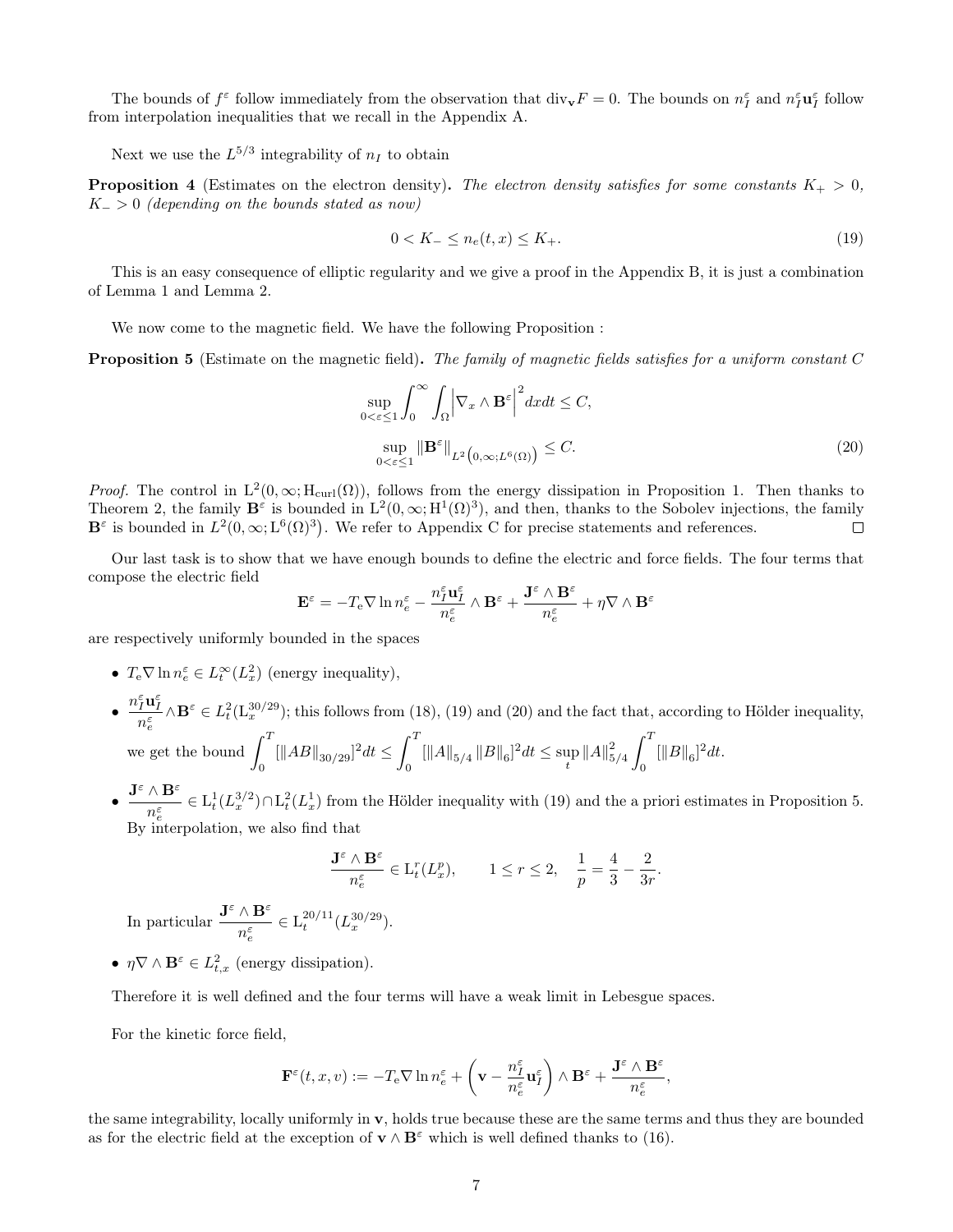The bounds of $f^\varepsilon$ follow immediately from the observation that $\mathrm{div}_{\mathbf{v}} F = 0$. The bounds on $n_I^\varepsilon$ and $n_I^\varepsilon \mathbf{u}_I^\varepsilon$ follow from interpolation inequalities that we recall in the Appendix A.

Next we use the $L^{5/3}$ integrability of $n_I$ to obtain

**Proposition 4** (Estimates on the electron density). *The electron density satisfies for some constants $K_+ > 0$, $K_- > 0$ (depending on the bounds stated as now)*

$$0 < K_- \leq n_e(t,x) \leq K_+. \tag{19}$$

This is an easy consequence of elliptic regularity and we give a proof in the Appendix B, it is just a combination of Lemma 1 and Lemma 2.

We now come to the magnetic field. We have the following Proposition :

**Proposition 5** (Estimate on the magnetic field). *The family of magnetic fields satisfies for a uniform constant $C$*

$$\sup_{0<\varepsilon\leq 1} \int_0^\infty \int_\Omega \left| \nabla_x \wedge \mathbf{B}^\varepsilon \right|^2 dx dt \leq C,$$

$$\sup_{0<\varepsilon\leq 1} \|\mathbf{B}^\varepsilon\|_{L^2\left(0,\infty; L^6(\Omega)\right)} \leq C. \tag{20}$$

*Proof.* The control in $\mathrm{L}^2(0,\infty;\mathrm{H}_{\mathrm{curl}}(\Omega))$, follows from the energy dissipation in Proposition 1. Then thanks to Theorem 2, the family $\mathbf{B}^\varepsilon$ is bounded in $\mathrm{L}^2(0,\infty;\mathrm{H}^1(\Omega)^3)$, and then, thanks to the Sobolev injections, the family $\mathbf{B}^\varepsilon$ is bounded in $L^2(0,\infty;\mathrm{L}^6(\Omega)^3)$. We refer to Appendix C for precise statements and references. $\square$

Our last task is to show that we have enough bounds to define the electric and force fields. The four terms that compose the electric field

$$\mathbf{E}^\varepsilon = -T_\mathrm{e} \nabla \ln n_e^\varepsilon - \frac{n_I^\varepsilon \mathbf{u}_I^\varepsilon}{n_e^\varepsilon} \wedge \mathbf{B}^\varepsilon + \frac{\mathbf{J}^\varepsilon \wedge \mathbf{B}^\varepsilon}{n_e^\varepsilon} + \eta \nabla \wedge \mathbf{B}^\varepsilon$$

are respectively uniformly bounded in the spaces

- $T_\mathrm{e} \nabla \ln n_e^\varepsilon \in L_t^\infty(L_x^2)$ (energy inequality),
- $\dfrac{n_I^\varepsilon \mathbf{u}_I^\varepsilon}{n_e^\varepsilon} \wedge \mathbf{B}^\varepsilon \in L_t^2(\mathrm{L}_x^{30/29})$; this follows from (18), (19) and (20) and the fact that, according to Hölder inequality, we get the bound $\displaystyle\int_0^T [\|AB\|_{30/29}]^2 dt \leq \int_0^T [\|A\|_{5/4} \|B\|_6]^2 dt \leq \sup_t \|A\|_{5/4}^2 \int_0^T [\|B\|_6]^2 dt$.
- $\dfrac{\mathbf{J}^\varepsilon \wedge \mathbf{B}^\varepsilon}{n_e^\varepsilon} \in \mathrm{L}_t^1(L_x^{3/2}) \cap \mathrm{L}_t^2(L_x^1)$ from the Hölder inequality with (19) and the a priori estimates in Proposition 5. By interpolation, we also find that

$$\frac{\mathbf{J}^\varepsilon \wedge \mathbf{B}^\varepsilon}{n_e^\varepsilon} \in \mathrm{L}_t^r(L_x^p), \qquad 1 \leq r \leq 2, \quad \frac{1}{p} = \frac{4}{3} - \frac{2}{3r}.$$

  In particular $\dfrac{\mathbf{J}^\varepsilon \wedge \mathbf{B}^\varepsilon}{n_e^\varepsilon} \in \mathrm{L}_t^{20/11}(L_x^{30/29})$.
- $\eta \nabla \wedge \mathbf{B}^\varepsilon \in L_{t,x}^2$ (energy dissipation).

Therefore it is well defined and the four terms will have a weak limit in Lebesgue spaces.

For the kinetic force field,

$$\mathbf{F}^\varepsilon(t,x,v) := -T_\mathrm{e} \nabla \ln n_e^\varepsilon + \left( \mathbf{v} - \frac{n_I^\varepsilon}{n_e^\varepsilon} \mathbf{u}_I^\varepsilon \right) \wedge \mathbf{B}^\varepsilon + \frac{\mathbf{J}^\varepsilon \wedge \mathbf{B}^\varepsilon}{n_e^\varepsilon},$$

the same integrability, locally uniformly in $\mathbf{v}$, holds true because these are the same terms and thus they are bounded as for the electric field at the exception of $\mathbf{v} \wedge \mathbf{B}^\varepsilon$ which is well defined thanks to (16).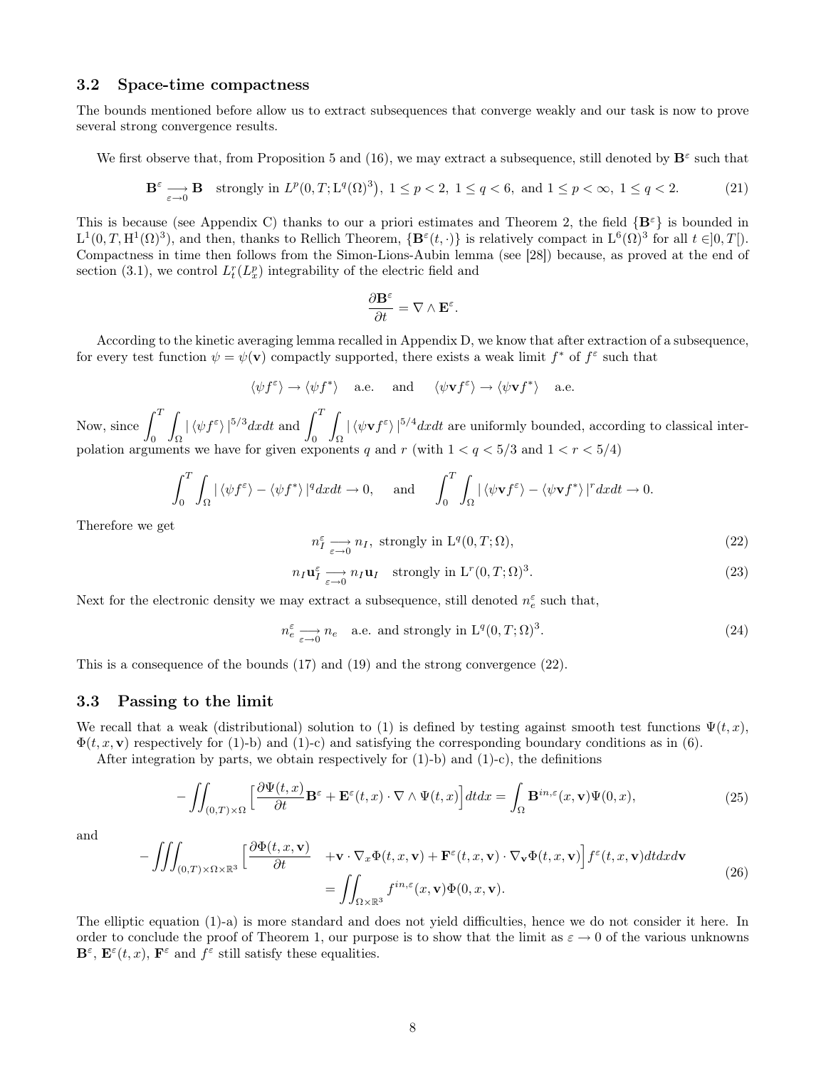### 3.2 Space-time compactness

The bounds mentioned before allow us to extract subsequences that converge weakly and our task is now to prove several strong convergence results.

We first observe that, from Proposition 5 and (16), we may extract a subsequence, still denoted by $\mathbf{B}^\varepsilon$ such that

$$\mathbf{B}^\varepsilon \underset{\varepsilon\to 0}{\longrightarrow} \mathbf{B} \quad \text{strongly in } L^p(0,T;\mathrm{L}^q(\Omega)^3),\ 1 \le p < 2,\ 1 \le q < 6,\ \text{and } 1 \le p < \infty,\ 1 \le q < 2. \tag{21}$$

This is because (see Appendix C) thanks to our a priori estimates and Theorem 2, the field $\{\mathbf{B}^\varepsilon\}$ is bounded in $\mathrm{L}^1(0,T,\mathrm{H}^1(\Omega)^3)$, and then, thanks to Rellich Theorem, $\{\mathbf{B}^\varepsilon(t,\cdot)\}$ is relatively compact in $\mathrm{L}^6(\Omega)^3$ for all $t\in ]0,T[$). Compactness in time then follows from the Simon-Lions-Aubin lemma (see [28]) because, as proved at the end of section (3.1), we control $L^r_t(L^p_x)$ integrability of the electric field and

$$\frac{\partial \mathbf{B}^\varepsilon}{\partial t} = \nabla \wedge \mathbf{E}^\varepsilon.$$

According to the kinetic averaging lemma recalled in Appendix D, we know that after extraction of a subsequence, for every test function $\psi = \psi(\mathbf{v})$ compactly supported, there exists a weak limit $f^*$ of $f^\varepsilon$ such that

$$\langle \psi f^\varepsilon \rangle \to \langle \psi f^* \rangle \quad \text{a.e.} \quad \text{and} \quad \langle \psi \mathbf{v} f^\varepsilon \rangle \to \langle \psi \mathbf{v} f^* \rangle \quad \text{a.e.}$$

Now, since $\displaystyle\int_0^T\int_\Omega |\langle \psi f^\varepsilon\rangle|^{5/3}dxdt$ and $\displaystyle\int_0^T\int_\Omega |\langle \psi \mathbf{v} f^\varepsilon\rangle|^{5/4}dxdt$ are uniformly bounded, according to classical interpolation arguments we have for given exponents $q$ and $r$ (with $1 < q < 5/3$ and $1 < r < 5/4$)

$$\int_0^T\int_\Omega |\langle \psi f^\varepsilon\rangle - \langle \psi f^*\rangle|^q dxdt \to 0, \quad \text{and} \quad \int_0^T\int_\Omega |\langle \psi \mathbf{v} f^\varepsilon\rangle - \langle \psi \mathbf{v} f^*\rangle|^r dxdt \to 0.$$

Therefore we get

$$n_I^\varepsilon \underset{\varepsilon\to 0}{\longrightarrow} n_I, \text{ strongly in } \mathrm{L}^q(0,T;\Omega), \tag{22}$$

$$n_I \mathbf{u}_I^\varepsilon \underset{\varepsilon\to 0}{\longrightarrow} n_I \mathbf{u}_I \quad \text{strongly in } \mathrm{L}^r(0,T;\Omega)^3. \tag{23}$$

Next for the electronic density we may extract a subsequence, still denoted $n_e^\varepsilon$ such that,

$$n_e^\varepsilon \underset{\varepsilon\to 0}{\longrightarrow} n_e \quad \text{a.e. and strongly in } \mathrm{L}^q(0,T;\Omega)^3. \tag{24}$$

This is a consequence of the bounds (17) and (19) and the strong convergence (22).

### 3.3 Passing to the limit

We recall that a weak (distributional) solution to (1) is defined by testing against smooth test functions $\Psi(t,x)$, $\Phi(t,x,\mathbf{v})$ respectively for (1)-b) and (1)-c) and satisfying the corresponding boundary conditions as in (6).

After integration by parts, we obtain respectively for (1)-b) and (1)-c), the definitions

$$-\iint_{(0,T)\times\Omega}\Big[\frac{\partial \Psi(t,x)}{\partial t}\mathbf{B}^\varepsilon + \mathbf{E}^\varepsilon(t,x)\cdot\nabla\wedge\Psi(t,x)\Big]dtdx = \int_\Omega \mathbf{B}^{in,\varepsilon}(x,\mathbf{v})\Psi(0,x), \tag{25}$$

and

$$\begin{aligned} -\iiint_{(0,T)\times\Omega\times\mathbb{R}^3}\Big[\frac{\partial \Phi(t,x,\mathbf{v})}{\partial t} &+ \mathbf{v}\cdot\nabla_x\Phi(t,x,\mathbf{v}) + \mathbf{F}^\varepsilon(t,x,\mathbf{v})\cdot\nabla_\mathbf{v}\Phi(t,x,\mathbf{v})\Big]f^\varepsilon(t,x,\mathbf{v})dtdxd\mathbf{v} \\ &= \iint_{\Omega\times\mathbb{R}^3} f^{in,\varepsilon}(x,\mathbf{v})\Phi(0,x,\mathbf{v}). \end{aligned} \tag{26}$$

The elliptic equation (1)-a) is more standard and does not yield difficulties, hence we do not consider it here. In order to conclude the proof of Theorem 1, our purpose is to show that the limit as $\varepsilon \to 0$ of the various unknowns $\mathbf{B}^\varepsilon$, $\mathbf{E}^\varepsilon(t,x)$, $\mathbf{F}^\varepsilon$ and $f^\varepsilon$ still satisfy these equalities.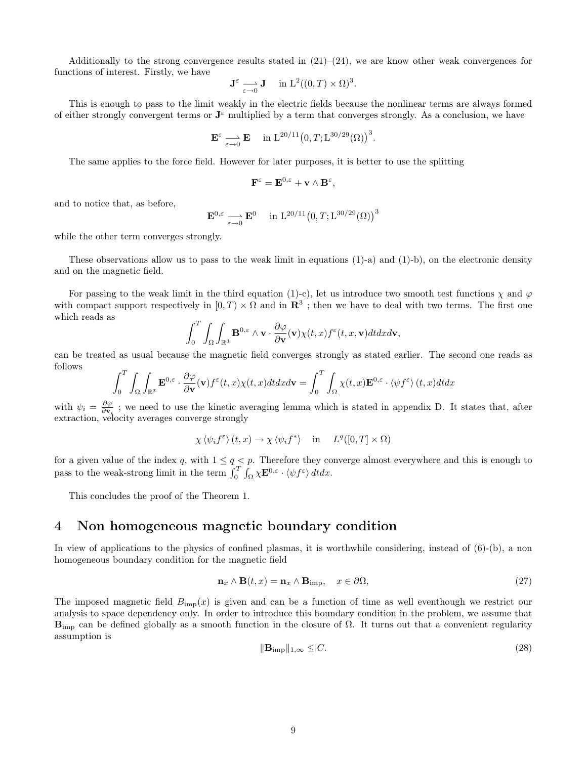Additionally to the strong convergence results stated in (21)–(24), we are know other weak convergences for functions of interest. Firstly, we have

$$\mathbf{J}^\varepsilon \underset{\varepsilon\to 0}{\rightharpoonup} \mathbf{J} \quad \text{in } \mathrm{L}^2((0,T)\times\Omega)^3.$$

This is enough to pass to the limit weakly in the electric fields because the nonlinear terms are always formed of either strongly convergent terms or $\mathbf{J}^\varepsilon$ multiplied by a term that converges strongly. As a conclusion, we have

$$\mathbf{E}^\varepsilon \underset{\varepsilon\to 0}{\rightharpoonup} \mathbf{E} \quad \text{in } \mathrm{L}^{20/11}\big(0,T;\mathrm{L}^{30/29}(\Omega)\big)^3.$$

The same applies to the force field. However for later purposes, it is better to use the splitting

$$\mathbf{F}^\varepsilon = \mathbf{E}^{0,\varepsilon} + \mathbf{v}\wedge\mathbf{B}^\varepsilon,$$

and to notice that, as before,

$$\mathbf{E}^{0,\varepsilon} \underset{\varepsilon\to 0}{\rightharpoonup} \mathbf{E}^0 \quad \text{in } \mathrm{L}^{20/11}\big(0,T;\mathrm{L}^{30/29}(\Omega)\big)^3$$

while the other term converges strongly.

These observations allow us to pass to the weak limit in equations (1)-a) and (1)-b), on the electronic density and on the magnetic field.

For passing to the weak limit in the third equation (1)-c), let us introduce two smooth test functions $\chi$ and $\varphi$ with compact support respectively in $[0,T)\times\Omega$ and in $\mathbf{R}^3$ ; then we have to deal with two terms. The first one which reads as

$$\int_0^T\int_\Omega\int_{\mathbb{R}^3} \mathbf{B}^{0,\varepsilon}\wedge\mathbf{v}\cdot\frac{\partial\varphi}{\partial\mathbf{v}}(\mathbf{v})\chi(t,x)f^\varepsilon(t,x,\mathbf{v})dtdxd\mathbf{v},$$

can be treated as usual because the magnetic field converges strongly as stated earlier. The second one reads as follows

$$\int_0^T\int_\Omega\int_{\mathbb{R}^3} \mathbf{E}^{0,\varepsilon}\cdot\frac{\partial\varphi}{\partial\mathbf{v}}(\mathbf{v})f^\varepsilon(t,x)\chi(t,x)dtdxd\mathbf{v} = \int_0^T\int_\Omega \chi(t,x)\mathbf{E}^{0,\varepsilon}\cdot\langle\psi f^\varepsilon\rangle(t,x)dtdx$$

with $\psi_i = \frac{\partial\varphi}{\partial\mathbf{v}_i}$ ; we need to use the kinetic averaging lemma which is stated in appendix D. It states that, after extraction, velocity averages converge strongly

$$\chi\,\langle\psi_i f^\varepsilon\rangle(t,x)\to\chi\,\langle\psi_i f^*\rangle \quad \text{in} \quad L^q([0,T]\times\Omega)$$

for a given value of the index $q$, with $1\le q<p$. Therefore they converge almost everywhere and this is enough to pass to the weak-strong limit in the term $\int_0^T\int_\Omega \chi\mathbf{E}^{0,\varepsilon}\cdot\langle\psi f^\varepsilon\rangle\,dtdx$.

This concludes the proof of the Theorem 1.

# 4 Non homogeneous magnetic boundary condition

In view of applications to the physics of confined plasmas, it is worthwhile considering, instead of (6)-(b), a non homogeneous boundary condition for the magnetic field

$$\mathbf{n}_x\wedge\mathbf{B}(t,x) = \mathbf{n}_x\wedge\mathbf{B}_{\mathrm{imp}}, \quad x\in\partial\Omega, \tag{27}$$

The imposed magnetic field $B_{\mathrm{imp}}(x)$ is given and can be a function of time as well eventhough we restrict our analysis to space dependency only. In order to introduce this boundary condition in the problem, we assume that $\mathbf{B}_{\mathrm{imp}}$ can be defined globally as a smooth function in the closure of $\Omega$. It turns out that a convenient regularity assumption is

$$\|\mathbf{B}_{\mathrm{imp}}\|_{1,\infty}\le C. \tag{28}$$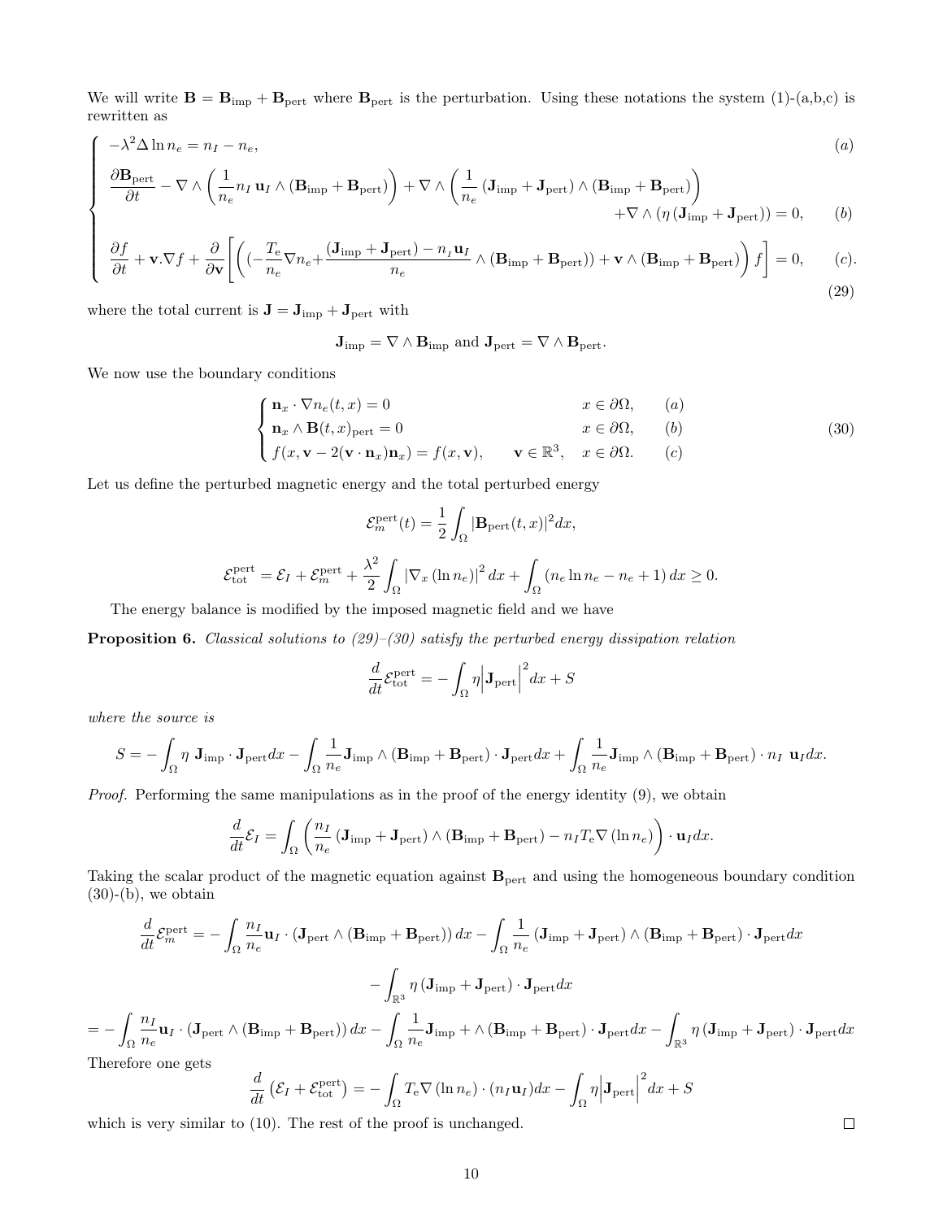We will write $\mathbf{B} = \mathbf{B}_{\text{imp}} + \mathbf{B}_{\text{pert}}$ where $\mathbf{B}_{\text{pert}}$ is the perturbation. Using these notations the system (1)-(a,b,c) is rewritten as

$$
\begin{cases}
-\lambda^2 \Delta \ln n_e = n_I - n_e, & (a)\\[2mm]
\dfrac{\partial \mathbf{B}_{\text{pert}}}{\partial t} - \nabla \wedge \left( \dfrac{1}{n_e} n_I \,\mathbf{u}_I \wedge (\mathbf{B}_{\text{imp}} + \mathbf{B}_{\text{pert}}) \right) + \nabla \wedge \left( \dfrac{1}{n_e} (\mathbf{J}_{\text{imp}} + \mathbf{J}_{\text{pert}}) \wedge (\mathbf{B}_{\text{imp}} + \mathbf{B}_{\text{pert}}) \right) & \\
\qquad\qquad\qquad\qquad\qquad\qquad\qquad\qquad + \nabla \wedge (\eta\, (\mathbf{J}_{\text{imp}} + \mathbf{J}_{\text{pert}})) = 0, & (b)\\[2mm]
\dfrac{\partial f}{\partial t} + \mathbf{v}.\nabla f + \dfrac{\partial}{\partial \mathbf{v}} \left[ \left( (-\dfrac{T_e}{n_e} \nabla n_e + \dfrac{(\mathbf{J}_{\text{imp}} + \mathbf{J}_{\text{pert}}) - n_I \mathbf{u}_I}{n_e} \wedge (\mathbf{B}_{\text{imp}} + \mathbf{B}_{\text{pert}})) + \mathbf{v} \wedge (\mathbf{B}_{\text{imp}} + \mathbf{B}_{\text{pert}}) \right) f \right] = 0, & (c).
\end{cases}
\tag{29}
$$

where the total current is $\mathbf{J} = \mathbf{J}_{\text{imp}} + \mathbf{J}_{\text{pert}}$ with

$$
\mathbf{J}_{\text{imp}} = \nabla \wedge \mathbf{B}_{\text{imp}} \text{ and } \mathbf{J}_{\text{pert}} = \nabla \wedge \mathbf{B}_{\text{pert}}.
$$

We now use the boundary conditions

$$
\begin{cases}
\mathbf{n}_x \cdot \nabla n_e(t,x) = 0 & x \in \partial\Omega, \qquad (a)\\
\mathbf{n}_x \wedge \mathbf{B}(t,x)_{\text{pert}} = 0 & x \in \partial\Omega, \qquad (b)\\
f(x, \mathbf{v} - 2(\mathbf{v}\cdot\mathbf{n}_x)\mathbf{n}_x) = f(x,\mathbf{v}), \quad \mathbf{v} \in \mathbb{R}^3, & x \in \partial\Omega. \qquad (c)
\end{cases}
\tag{30}
$$

Let us define the perturbed magnetic energy and the total perturbed energy

$$
\mathcal{E}_m^{\text{pert}}(t) = \frac{1}{2} \int_\Omega |\mathbf{B}_{\text{pert}}(t,x)|^2 dx,
$$

$$
\mathcal{E}_{\text{tot}}^{\text{pert}} = \mathcal{E}_I + \mathcal{E}_m^{\text{pert}} + \frac{\lambda^2}{2} \int_\Omega |\nabla_x (\ln n_e)|^2 dx + \int_\Omega (n_e \ln n_e - n_e + 1)\, dx \geq 0.
$$

The energy balance is modified by the imposed magnetic field and we have

**Proposition 6.** *Classical solutions to (29)–(30) satisfy the perturbed energy dissipation relation*

$$
\frac{d}{dt} \mathcal{E}_{\text{tot}}^{\text{pert}} = -\int_\Omega \eta \Big| \mathbf{J}_{\text{pert}} \Big|^2 dx + S
$$

*where the source is*

$$
S = -\int_\Omega \eta\; \mathbf{J}_{\text{imp}} \cdot \mathbf{J}_{\text{pert}} dx - \int_\Omega \frac{1}{n_e} \mathbf{J}_{\text{imp}} \wedge (\mathbf{B}_{\text{imp}} + \mathbf{B}_{\text{pert}}) \cdot \mathbf{J}_{\text{pert}} dx + \int_\Omega \frac{1}{n_e} \mathbf{J}_{\text{imp}} \wedge (\mathbf{B}_{\text{imp}} + \mathbf{B}_{\text{pert}}) \cdot n_I\; \mathbf{u}_I dx.
$$

*Proof.* Performing the same manipulations as in the proof of the energy identity (9), we obtain

$$
\frac{d}{dt} \mathcal{E}_I = \int_\Omega \left( \frac{n_I}{n_e} (\mathbf{J}_{\text{imp}} + \mathbf{J}_{\text{pert}}) \wedge (\mathbf{B}_{\text{imp}} + \mathbf{B}_{\text{pert}}) - n_I T_e \nabla (\ln n_e) \right) \cdot \mathbf{u}_I dx.
$$

Taking the scalar product of the magnetic equation against $\mathbf{B}_{\text{pert}}$ and using the homogeneous boundary condition (30)-(b), we obtain

$$
\frac{d}{dt} \mathcal{E}_m^{\text{pert}} = -\int_\Omega \frac{n_I}{n_e} \mathbf{u}_I \cdot (\mathbf{J}_{\text{pert}} \wedge (\mathbf{B}_{\text{imp}} + \mathbf{B}_{\text{pert}}))\, dx - \int_\Omega \frac{1}{n_e} (\mathbf{J}_{\text{imp}} + \mathbf{J}_{\text{pert}}) \wedge (\mathbf{B}_{\text{imp}} + \mathbf{B}_{\text{pert}}) \cdot \mathbf{J}_{\text{pert}} dx
$$

$$
- \int_{\mathbb{R}^3} \eta\, (\mathbf{J}_{\text{imp}} + \mathbf{J}_{\text{pert}}) \cdot \mathbf{J}_{\text{pert}} dx
$$

$$
= -\int_\Omega \frac{n_I}{n_e} \mathbf{u}_I \cdot (\mathbf{J}_{\text{pert}} \wedge (\mathbf{B}_{\text{imp}} + \mathbf{B}_{\text{pert}}))\, dx - \int_\Omega \frac{1}{n_e} \mathbf{J}_{\text{imp}} + \wedge (\mathbf{B}_{\text{imp}} + \mathbf{B}_{\text{pert}}) \cdot \mathbf{J}_{\text{pert}} dx - \int_{\mathbb{R}^3} \eta\, (\mathbf{J}_{\text{imp}} + \mathbf{J}_{\text{pert}}) \cdot \mathbf{J}_{\text{pert}} dx
$$

Therefore one gets

$$
\frac{d}{dt} \left( \mathcal{E}_I + \mathcal{E}_{\text{tot}}^{\text{pert}} \right) = -\int_\Omega T_e \nabla (\ln n_e) \cdot (n_I \mathbf{u}_I) dx - \int_\Omega \eta \Big| \mathbf{J}_{\text{pert}} \Big|^2 dx + S
$$

which is very similar to (10). The rest of the proof is unchanged. $\square$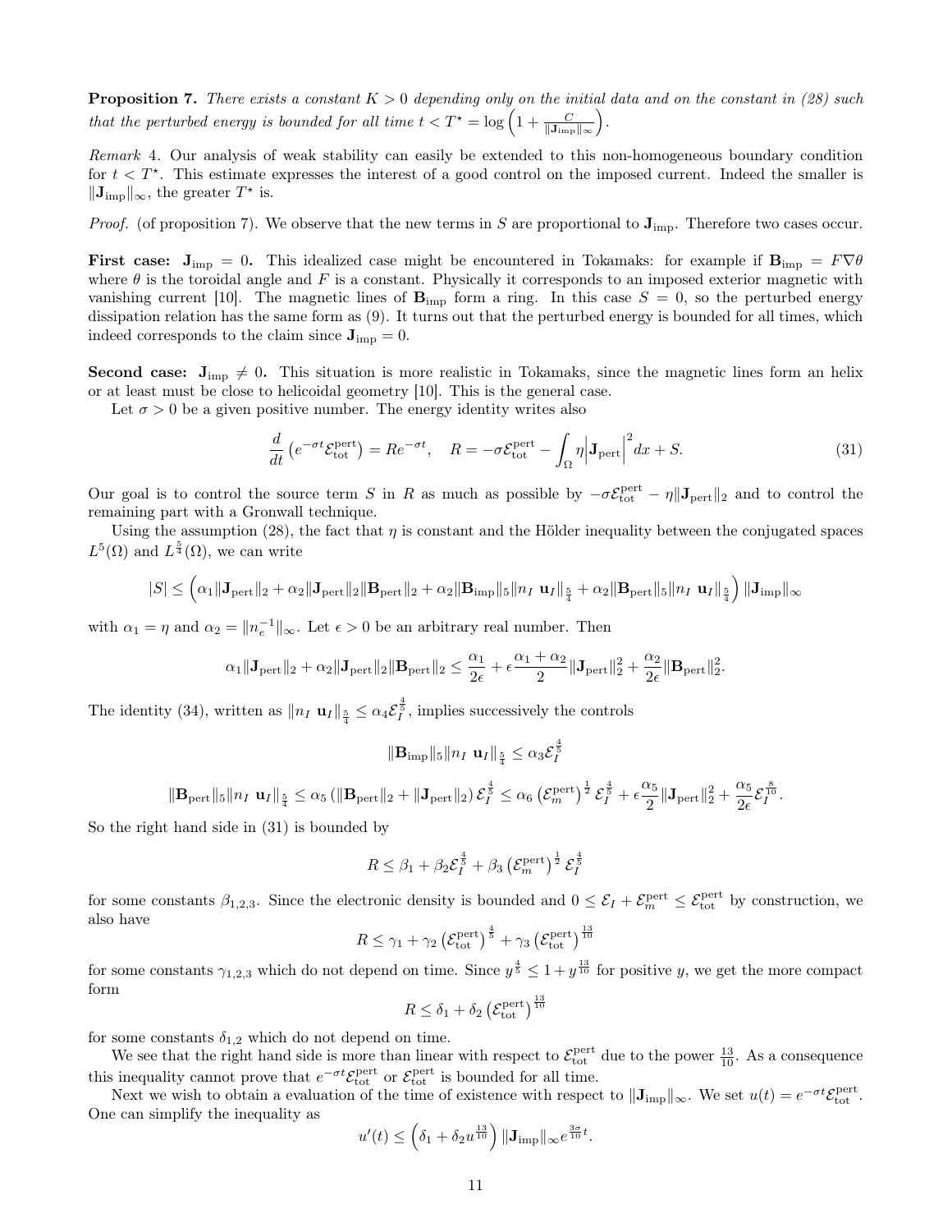**Proposition 7.** *There exists a constant $K > 0$ depending only on the initial data and on the constant in (28) such that the perturbed energy is bounded for all time $t < T^\star = \log\left(1 + \frac{C}{\|\mathbf{J}_{\rm imp}\|_\infty}\right)$.*

*Remark* 4. Our analysis of weak stability can easily be extended to this non-homogeneous boundary condition for $t < T^\star$. This estimate expresses the interest of a good control on the imposed current. Indeed the smaller is $\|\mathbf{J}_{\rm imp}\|_\infty$, the greater $T^\star$ is.

*Proof.* (of proposition 7). We observe that the new terms in $S$ are proportional to $\mathbf{J}_{\rm imp}$. Therefore two cases occur.

**First case: $\mathbf{J}_{\rm imp} = 0$.** This idealized case might be encountered in Tokamaks: for example if $\mathbf{B}_{\rm imp} = F\nabla\theta$ where $\theta$ is the toroidal angle and $F$ is a constant. Physically it corresponds to an imposed exterior magnetic with vanishing current [10]. The magnetic lines of $\mathbf{B}_{\rm imp}$ form a ring. In this case $S = 0$, so the perturbed energy dissipation relation has the same form as (9). It turns out that the perturbed energy is bounded for all times, which indeed corresponds to the claim since $\mathbf{J}_{\rm imp} = 0$.

**Second case: $\mathbf{J}_{\rm imp} \neq 0$.** This situation is more realistic in Tokamaks, since the magnetic lines form an helix or at least must be close to helicoidal geometry [10]. This is the general case.

Let $\sigma > 0$ be a given positive number. The energy identity writes also

$$\frac{d}{dt}\left(e^{-\sigma t}\mathcal{E}_{\rm tot}^{\rm pert}\right) = Re^{-\sigma t}, \quad R = -\sigma\mathcal{E}_{\rm tot}^{\rm pert} - \int_\Omega \eta\left|\mathbf{J}_{\rm pert}\right|^2 dx + S. \tag{31}$$

Our goal is to control the source term $S$ in $R$ as much as possible by $-\sigma\mathcal{E}_{\rm tot}^{\rm pert} - \eta\|\mathbf{J}_{\rm pert}\|_2$ and to control the remaining part with a Gronwall technique.

Using the assumption (28), the fact that $\eta$ is constant and the Hölder inequality between the conjugated spaces $L^5(\Omega)$ and $L^{\frac{5}{4}}(\Omega)$, we can write

$$|S| \leq \left(\alpha_1\|\mathbf{J}_{\rm pert}\|_2 + \alpha_2\|\mathbf{J}_{\rm pert}\|_2\|\mathbf{B}_{\rm pert}\|_2 + \alpha_2\|\mathbf{B}_{\rm imp}\|_5\|n_I\ \mathbf{u}_I\|_{\frac{5}{4}} + \alpha_2\|\mathbf{B}_{\rm pert}\|_5\|n_I\ \mathbf{u}_I\|_{\frac{5}{4}}\right)\|\mathbf{J}_{\rm imp}\|_\infty$$

with $\alpha_1 = \eta$ and $\alpha_2 = \|n_e^{-1}\|_\infty$. Let $\epsilon > 0$ be an arbitrary real number. Then

$$\alpha_1\|\mathbf{J}_{\rm pert}\|_2 + \alpha_2\|\mathbf{J}_{\rm pert}\|_2\|\mathbf{B}_{\rm pert}\|_2 \leq \frac{\alpha_1}{2\epsilon} + \epsilon\frac{\alpha_1+\alpha_2}{2}\|\mathbf{J}_{\rm pert}\|_2^2 + \frac{\alpha_2}{2\epsilon}\|\mathbf{B}_{\rm pert}\|_2^2.$$

The identity (34), written as $\|n_I\ \mathbf{u}_I\|_{\frac{5}{4}} \leq \alpha_4\mathcal{E}_I^{\frac{4}{5}}$, implies successively the controls

$$\|\mathbf{B}_{\rm imp}\|_5\|n_I\ \mathbf{u}_I\|_{\frac{5}{4}} \leq \alpha_3\mathcal{E}_I^{\frac{4}{5}}$$

$$\|\mathbf{B}_{\rm pert}\|_5\|n_I\ \mathbf{u}_I\|_{\frac{5}{4}} \leq \alpha_5\left(\|\mathbf{B}_{\rm pert}\|_2 + \|\mathbf{J}_{\rm pert}\|_2\right)\mathcal{E}_I^{\frac{4}{5}} \leq \alpha_6\left(\mathcal{E}_m^{\rm pert}\right)^{\frac{1}{2}}\mathcal{E}_I^{\frac{4}{5}} + \epsilon\frac{\alpha_5}{2}\|\mathbf{J}_{\rm pert}\|_2^2 + \frac{\alpha_5}{2\epsilon}\mathcal{E}_I^{\frac{8}{10}}.$$

So the right hand side in (31) is bounded by

$$R \leq \beta_1 + \beta_2\mathcal{E}_I^{\frac{4}{5}} + \beta_3\left(\mathcal{E}_m^{\rm pert}\right)^{\frac{1}{2}}\mathcal{E}_I^{\frac{4}{5}}$$

for some constants $\beta_{1,2,3}$. Since the electronic density is bounded and $0 \leq \mathcal{E}_I + \mathcal{E}_m^{\rm pert} \leq \mathcal{E}_{\rm tot}^{\rm pert}$ by construction, we also have

$$R \leq \gamma_1 + \gamma_2\left(\mathcal{E}_{\rm tot}^{\rm pert}\right)^{\frac{4}{5}} + \gamma_3\left(\mathcal{E}_{\rm tot}^{\rm pert}\right)^{\frac{13}{10}}$$

for some constants $\gamma_{1,2,3}$ which do not depend on time. Since $y^{\frac{4}{5}} \leq 1 + y^{\frac{13}{10}}$ for positive $y$, we get the more compact form

$$R \leq \delta_1 + \delta_2\left(\mathcal{E}_{\rm tot}^{\rm pert}\right)^{\frac{13}{10}}$$

for some constants $\delta_{1,2}$ which do not depend on time.

We see that the right hand side is more than linear with respect to $\mathcal{E}_{\rm tot}^{\rm pert}$ due to the power $\frac{13}{10}$. As a consequence this inequality cannot prove that $e^{-\sigma t}\mathcal{E}_{\rm tot}^{\rm pert}$ or $\mathcal{E}_{\rm tot}^{\rm pert}$ is bounded for all time.

Next we wish to obtain a evaluation of the time of existence with respect to $\|\mathbf{J}_{\rm imp}\|_\infty$. We set $u(t) = e^{-\sigma t}\mathcal{E}_{\rm tot}^{\rm pert}$. One can simplify the inequality as

$$u'(t) \leq \left(\delta_1 + \delta_2 u^{\frac{13}{10}}\right)\|\mathbf{J}_{\rm imp}\|_\infty e^{\frac{3\sigma}{10}t}.$$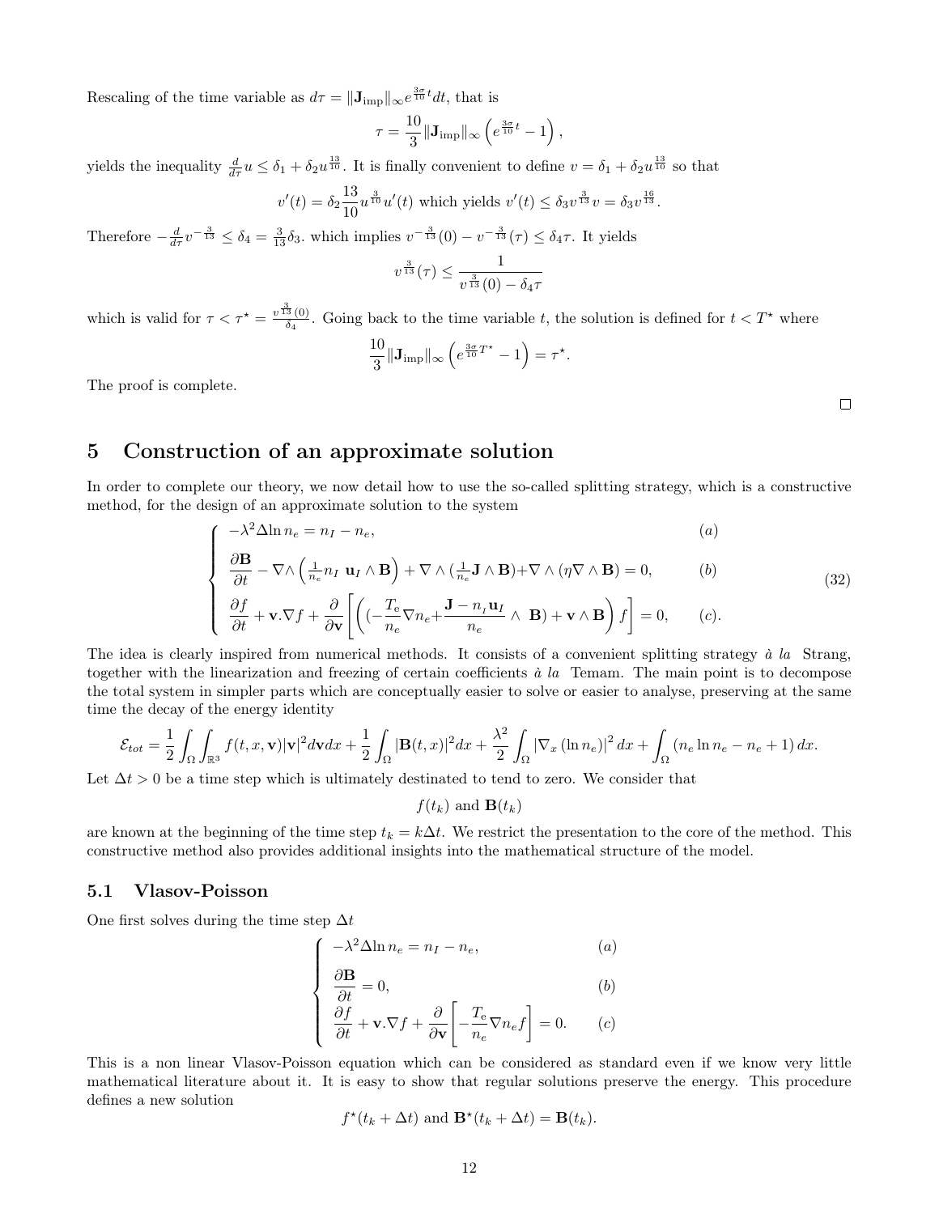Rescaling of the time variable as $d\tau = \|\mathbf{J}_{\rm imp}\|_\infty e^{\frac{3\sigma}{10}t}dt$, that is

$$\tau = \frac{10}{3}\|\mathbf{J}_{\rm imp}\|_\infty \left(e^{\frac{3\sigma}{10}t} - 1\right),$$

yields the inequality $\frac{d}{d\tau}u \le \delta_1 + \delta_2 u^{\frac{13}{10}}$. It is finally convenient to define $v = \delta_1 + \delta_2 u^{\frac{13}{10}}$ so that

$$v'(t) = \delta_2 \frac{13}{10} u^{\frac{3}{10}} u'(t) \text{ which yields } v'(t) \le \delta_3 v^{\frac{3}{13}} v = \delta_3 v^{\frac{16}{13}}.$$

Therefore $-\frac{d}{d\tau} v^{-\frac{3}{13}} \le \delta_4 = \frac{3}{13}\delta_3$. which implies $v^{-\frac{3}{13}}(0) - v^{-\frac{3}{13}}(\tau) \le \delta_4 \tau$. It yields

$$v^{\frac{3}{13}}(\tau) \le \frac{1}{v^{\frac{3}{13}}(0) - \delta_4 \tau}$$

which is valid for $\tau < \tau^\star = \frac{v^{\frac{3}{13}}(0)}{\delta_4}$. Going back to the time variable $t$, the solution is defined for $t < T^\star$ where

$$\frac{10}{3}\|\mathbf{J}_{\rm imp}\|_\infty \left(e^{\frac{3\sigma}{10}T^\star} - 1\right) = \tau^\star.$$

The proof is complete.

□

# 5 Construction of an approximate solution

In order to complete our theory, we now detail how to use the so-called splitting strategy, which is a constructive method, for the design of an approximate solution to the system

$$\begin{cases} -\lambda^2 \Delta \ln n_e = n_I - n_e, & (a) \\ \dfrac{\partial \mathbf{B}}{\partial t} - \nabla \wedge \left(\frac{1}{n_e} n_I \, \mathbf{u}_I \wedge \mathbf{B}\right) + \nabla \wedge (\frac{1}{n_e}\mathbf{J} \wedge \mathbf{B}) + \nabla \wedge (\eta \nabla \wedge \mathbf{B}) = 0, & (b) \\ \dfrac{\partial f}{\partial t} + \mathbf{v}.\nabla f + \dfrac{\partial}{\partial \mathbf{v}}\left[\left((-\dfrac{T_{\rm e}}{n_e}\nabla n_e + \dfrac{\mathbf{J} - n_I \mathbf{u}_I}{n_e} \wedge \ \mathbf{B}) + \mathbf{v} \wedge \mathbf{B}\right) f\right] = 0, & (c). \end{cases} \quad (32)$$

The idea is clearly inspired from numerical methods. It consists of a convenient splitting strategy *à la* Strang, together with the linearization and freezing of certain coefficients *à la* Temam. The main point is to decompose the total system in simpler parts which are conceptually easier to solve or easier to analyse, preserving at the same time the decay of the energy identity

$$\mathcal{E}_{tot} = \frac{1}{2}\int_\Omega \int_{\mathbb{R}^3} f(t,x,\mathbf{v})|\mathbf{v}|^2 d\mathbf{v} dx + \frac{1}{2}\int_\Omega |\mathbf{B}(t,x)|^2 dx + \frac{\lambda^2}{2}\int_\Omega |\nabla_x (\ln n_e)|^2 dx + \int_\Omega (n_e \ln n_e - n_e + 1)\, dx.$$

Let $\Delta t > 0$ be a time step which is ultimately destinated to tend to zero. We consider that

$$f(t_k) \text{ and } \mathbf{B}(t_k)$$

are known at the beginning of the time step $t_k = k\Delta t$. We restrict the presentation to the core of the method. This constructive method also provides additional insights into the mathematical structure of the model.

## 5.1 Vlasov-Poisson

One first solves during the time step $\Delta t$

$$\begin{cases} -\lambda^2 \Delta \ln n_e = n_I - n_e, & (a) \\ \dfrac{\partial \mathbf{B}}{\partial t} = 0, & (b) \\ \dfrac{\partial f}{\partial t} + \mathbf{v}.\nabla f + \dfrac{\partial}{\partial \mathbf{v}}\left[-\dfrac{T_{\rm e}}{n_e}\nabla n_e f\right] = 0. & (c) \end{cases}$$

This is a non linear Vlasov-Poisson equation which can be considered as standard even if we know very little mathematical literature about it. It is easy to show that regular solutions preserve the energy. This procedure defines a new solution

$$f^\star(t_k + \Delta t) \text{ and } \mathbf{B}^\star(t_k + \Delta t) = \mathbf{B}(t_k).$$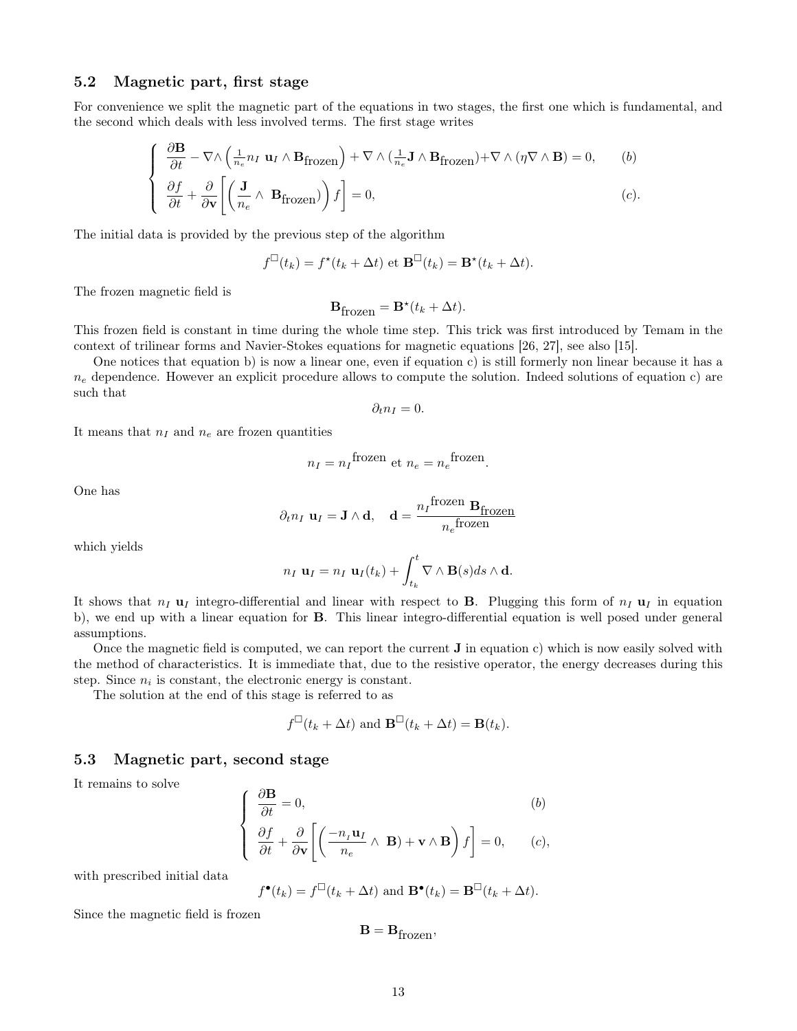## 5.2 Magnetic part, first stage

For convenience we split the magnetic part of the equations in two stages, the first one which is fundamental, and the second which deals with less involved terms. The first stage writes

$$
\begin{cases}
\dfrac{\partial \mathbf{B}}{\partial t} - \nabla \wedge \left(\frac{1}{n_e} n_I \ \mathbf{u}_I \wedge \mathbf{B}_{\text{frozen}}\right) + \nabla \wedge (\frac{1}{n_e}\mathbf{J} \wedge \mathbf{B}_{\text{frozen}}) + \nabla \wedge (\eta \nabla \wedge \mathbf{B}) = 0, & (b) \\[2mm]
\dfrac{\partial f}{\partial t} + \dfrac{\partial}{\partial \mathbf{v}}\left[\left(\dfrac{\mathbf{J}}{n_e} \wedge \ \mathbf{B}_{\text{frozen}})\right) f\right] = 0, & (c).
\end{cases}
$$

The initial data is provided by the previous step of the algorithm

$$
f^{\square}(t_k) = f^{\star}(t_k + \Delta t) \text{ et } \mathbf{B}^{\square}(t_k) = \mathbf{B}^{\star}(t_k + \Delta t).
$$

The frozen magnetic field is

$$
\mathbf{B}_{\text{frozen}} = \mathbf{B}^{\star}(t_k + \Delta t).
$$

This frozen field is constant in time during the whole time step. This trick was first introduced by Temam in the context of trilinear forms and Navier-Stokes equations for magnetic equations [26, 27], see also [15].

One notices that equation b) is now a linear one, even if equation c) is still formerly non linear because it has a $n_e$ dependence. However an explicit procedure allows to compute the solution. Indeed solutions of equation c) are such that

$$
\partial_t n_I = 0.
$$

It means that $n_I$ and $n_e$ are frozen quantities

$$
n_I = {n_I}^{\text{frozen}} \text{ et } n_e = {n_e}^{\text{frozen}}.
$$

One has

$$
\partial_t n_I \ \mathbf{u}_I = \mathbf{J} \wedge \mathbf{d}, \quad \mathbf{d} = \frac{{n_I}^{\text{frozen}} \ \mathbf{B}_{\text{frozen}}}{{n_e}^{\text{frozen}}}
$$

which yields

$$
n_I \ \mathbf{u}_I = n_I \ \mathbf{u}_I(t_k) + \int_{t_k}^{t} \nabla \wedge \mathbf{B}(s) ds \wedge \mathbf{d}.
$$

It shows that $n_I \ \mathbf{u}_I$ integro-differential and linear with respect to $\mathbf{B}$. Plugging this form of $n_I \ \mathbf{u}_I$ in equation b), we end up with a linear equation for $\mathbf{B}$. This linear integro-differential equation is well posed under general assumptions.

Once the magnetic field is computed, we can report the current $\mathbf{J}$ in equation c) which is now easily solved with the method of characteristics. It is immediate that, due to the resistive operator, the energy decreases during this step. Since $n_i$ is constant, the electronic energy is constant.

The solution at the end of this stage is referred to as

$$
f^{\square}(t_k + \Delta t) \text{ and } \mathbf{B}^{\square}(t_k + \Delta t) = \mathbf{B}(t_k).
$$

## 5.3 Magnetic part, second stage

It remains to solve

$$
\begin{cases}
\dfrac{\partial \mathbf{B}}{\partial t} = 0, & (b) \\[2mm]
\dfrac{\partial f}{\partial t} + \dfrac{\partial}{\partial \mathbf{v}}\left[\left(\dfrac{-n_I \mathbf{u}_I}{n_e} \wedge \ \mathbf{B}) + \mathbf{v} \wedge \mathbf{B}\right) f\right] = 0, & (c),
\end{cases}
$$

with prescribed initial data

$$
f^{\bullet}(t_k) = f^{\square}(t_k + \Delta t) \text{ and } \mathbf{B}^{\bullet}(t_k) = \mathbf{B}^{\square}(t_k + \Delta t).
$$

Since the magnetic field is frozen

$$
\mathbf{B} = \mathbf{B}_{\text{frozen}},
$$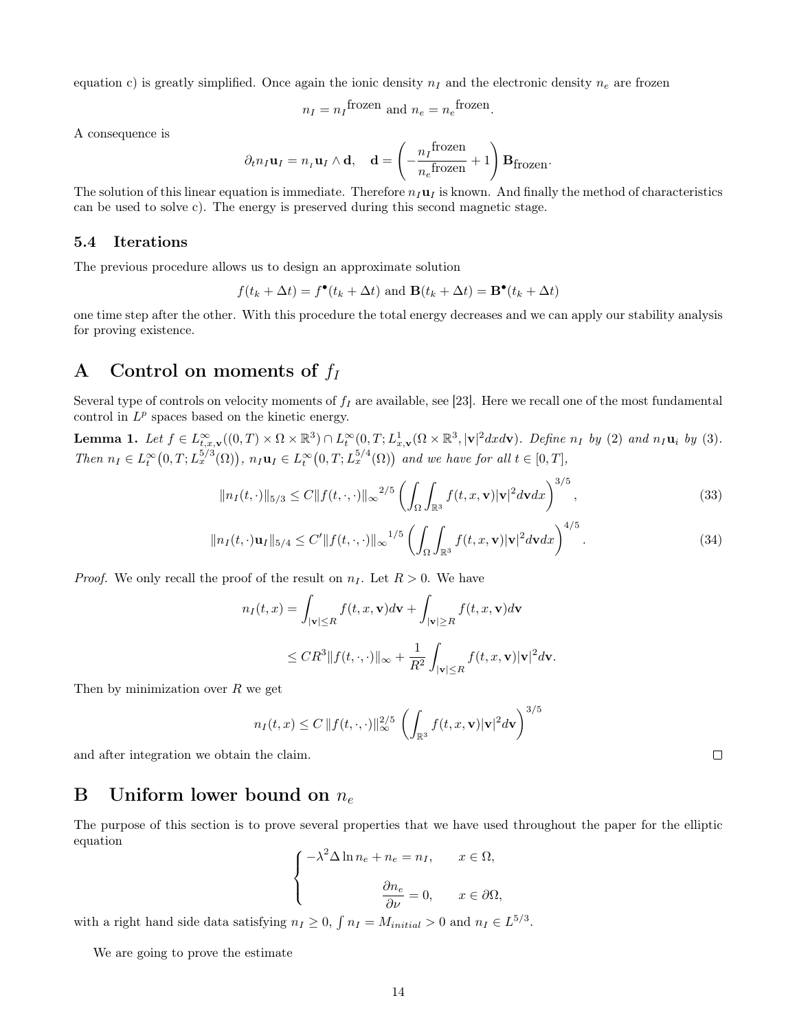equation c) is greatly simplified. Once again the ionic density $n_I$ and the electronic density $n_e$ are frozen

$$n_I = {n_I}^{\text{frozen}} \text{ and } n_e = {n_e}^{\text{frozen}}.$$

A consequence is

$$\partial_t n_I \mathbf{u}_I = n_{_I} \mathbf{u}_I \wedge \mathbf{d}, \quad \mathbf{d} = \left( -\frac{{n_I}^{\text{frozen}}}{{n_e}^{\text{frozen}}} + 1 \right) \mathbf{B}_{\text{frozen}}.$$

The solution of this linear equation is immediate. Therefore $n_I \mathbf{u}_I$ is known. And finally the method of characteristics can be used to solve c). The energy is preserved during this second magnetic stage.

### 5.4 Iterations

The previous procedure allows us to design an approximate solution

$$f(t_k + \Delta t) = f^{\bullet}(t_k + \Delta t) \text{ and } \mathbf{B}(t_k + \Delta t) = \mathbf{B}^{\bullet}(t_k + \Delta t)$$

one time step after the other. With this procedure the total energy decreases and we can apply our stability analysis for proving existence.

## A Control on moments of $f_I$

Several type of controls on velocity moments of $f_I$ are available, see [23]. Here we recall one of the most fundamental control in $L^p$ spaces based on the kinetic energy.

**Lemma 1.** *Let $f \in L^\infty_{t,x,\mathbf{v}}((0,T) \times \Omega \times \mathbb{R}^3) \cap L^\infty_t(0,T; L^1_{x,\mathbf{v}}(\Omega \times \mathbb{R}^3, |\mathbf{v}|^2 dx d\mathbf{v}))$. Define $n_I$ by (2) and $n_I \mathbf{u}_i$ by (3). Then $n_I \in L^\infty_t\big(0,T; L^{5/3}_x(\Omega)\big)$, $n_I \mathbf{u}_I \in L^\infty_t\big(0,T; L^{5/4}_x(\Omega)\big)$ and we have for all $t \in [0,T]$,*

$$\|n_I(t,\cdot)\|_{5/3} \le C \|f(t,\cdot,\cdot)\|_\infty{}^{2/5} \left( \int_\Omega \int_{\mathbb{R}^3} f(t,x,\mathbf{v}) |\mathbf{v}|^2 d\mathbf{v} dx \right)^{3/5}, \tag{33}$$

$$\|n_I(t,\cdot)\mathbf{u}_I\|_{5/4} \le C' \|f(t,\cdot,\cdot)\|_\infty{}^{1/5} \left( \int_\Omega \int_{\mathbb{R}^3} f(t,x,\mathbf{v}) |\mathbf{v}|^2 d\mathbf{v} dx \right)^{4/5}. \tag{34}$$

*Proof.* We only recall the proof of the result on $n_I$. Let $R > 0$. We have

$$n_I(t,x) = \int_{|\mathbf{v}| \le R} f(t,x,\mathbf{v}) d\mathbf{v} + \int_{|\mathbf{v}| \ge R} f(t,x,\mathbf{v}) d\mathbf{v}$$

$$\le C R^3 \|f(t,\cdot,\cdot)\|_\infty + \frac{1}{R^2} \int_{|\mathbf{v}| \le R} f(t,x,\mathbf{v}) |\mathbf{v}|^2 d\mathbf{v}.$$

Then by minimization over $R$ we get

$$n_I(t,x) \le C \, \|f(t,\cdot,\cdot)\|_\infty^{2/5} \left( \int_{\mathbb{R}^3} f(t,x,\mathbf{v}) |\mathbf{v}|^2 d\mathbf{v} \right)^{3/5}$$

and after integration we obtain the claim. ☐

## B Uniform lower bound on $n_e$

The purpose of this section is to prove several properties that we have used throughout the paper for the elliptic equation

$$\begin{cases} -\lambda^2 \Delta \ln n_e + n_e = n_I, & x \in \Omega, \\[2ex] \qquad\qquad \dfrac{\partial n_e}{\partial \nu} = 0, & x \in \partial\Omega, \end{cases}$$

with a right hand side data satisfying $n_I \ge 0$, $\int n_I = M_{initial} > 0$ and $n_I \in L^{5/3}$.

We are going to prove the estimate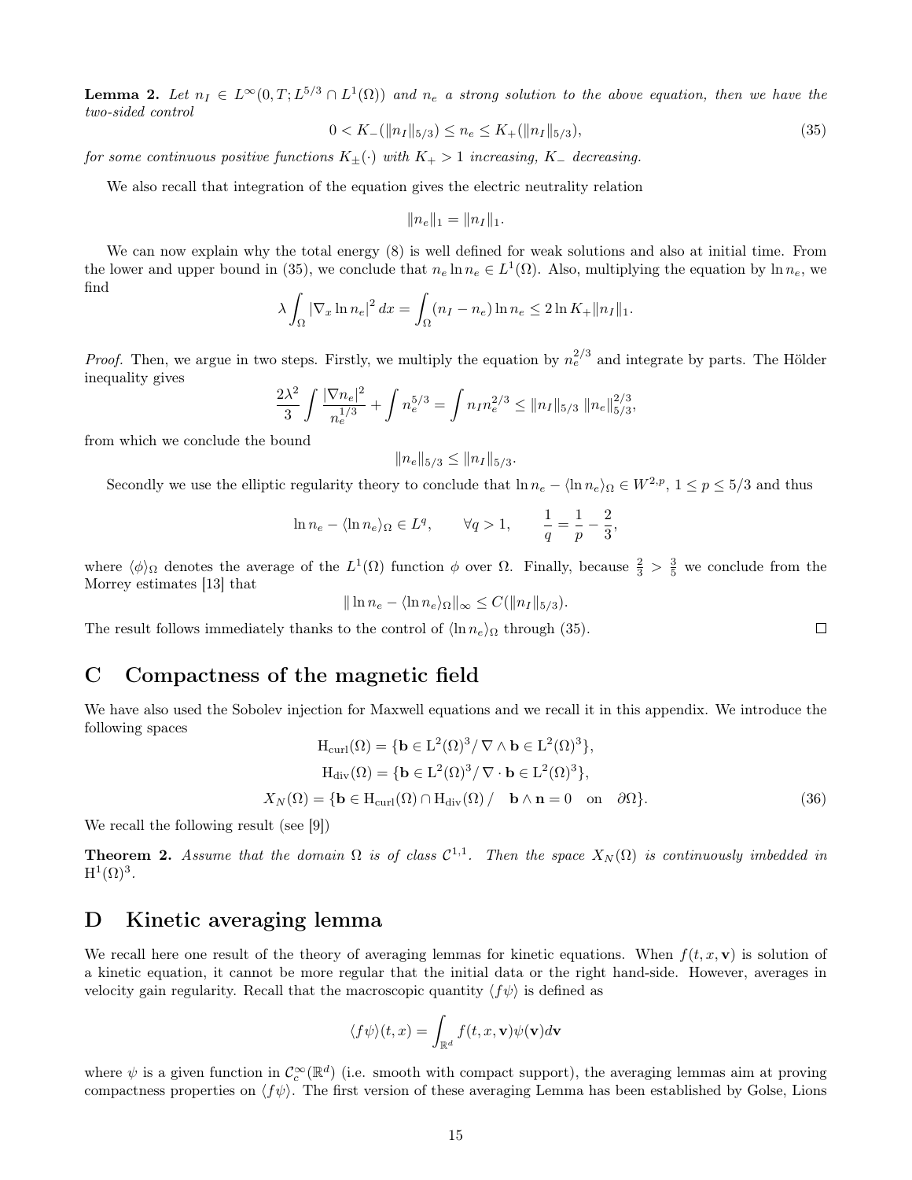**Lemma 2.** *Let $n_I \in L^\infty(0,T; L^{5/3} \cap L^1(\Omega))$ and $n_e$ a strong solution to the above equation, then we have the two-sided control*

$$0 < K_-(\|n_I\|_{5/3}) \le n_e \le K_+(\|n_I\|_{5/3}), \tag{35}$$

*for some continuous positive functions $K_\pm(\cdot)$ with $K_+ > 1$ increasing, $K_-$ decreasing.*

We also recall that integration of the equation gives the electric neutrality relation

$$\|n_e\|_1 = \|n_I\|_1.$$

We can now explain why the total energy (8) is well defined for weak solutions and also at initial time. From the lower and upper bound in (35), we conclude that $n_e \ln n_e \in L^1(\Omega)$. Also, multiplying the equation by $\ln n_e$, we find

$$\lambda \int_\Omega |\nabla_x \ln n_e|^2 \, dx = \int_\Omega (n_I - n_e) \ln n_e \le 2 \ln K_+ \|n_I\|_1.$$

*Proof.* Then, we argue in two steps. Firstly, we multiply the equation by $n_e^{2/3}$ and integrate by parts. The Hölder inequality gives

$$\frac{2\lambda^2}{3} \int \frac{|\nabla n_e|^2}{n_e^{1/3}} + \int n_e^{5/3} = \int n_I n_e^{2/3} \le \|n_I\|_{5/3} \, \|n_e\|_{5/3}^{2/3},$$

from which we conclude the bound

$$\|n_e\|_{5/3} \le \|n_I\|_{5/3}.$$

Secondly we use the elliptic regularity theory to conclude that $\ln n_e - \langle \ln n_e \rangle_\Omega \in W^{2,p}$, $1 \le p \le 5/3$ and thus

$$\ln n_e - \langle \ln n_e \rangle_\Omega \in L^q, \qquad \forall q > 1, \qquad \frac{1}{q} = \frac{1}{p} - \frac{2}{3},$$

where $\langle \phi \rangle_\Omega$ denotes the average of the $L^1(\Omega)$ function $\phi$ over $\Omega$. Finally, because $\frac{2}{3} > \frac{3}{5}$ we conclude from the Morrey estimates [13] that

$$\| \ln n_e - \langle \ln n_e \rangle_\Omega \|_\infty \le C(\|n_I\|_{5/3}).$$

The result follows immediately thanks to the control of $\langle \ln n_e \rangle_\Omega$ through (35). ◻

# C Compactness of the magnetic field

We have also used the Sobolev injection for Maxwell equations and we recall it in this appendix. We introduce the following spaces

$$\begin{aligned}
\mathrm{H}_{\mathrm{curl}}(\Omega) &= \{\mathbf{b} \in \mathrm{L}^2(\Omega)^3 / \, \nabla \wedge \mathbf{b} \in \mathrm{L}^2(\Omega)^3\}, \\
\mathrm{H}_{\mathrm{div}}(\Omega) &= \{\mathbf{b} \in \mathrm{L}^2(\Omega)^3 / \, \nabla \cdot \mathbf{b} \in \mathrm{L}^2(\Omega)^3\}, \\
X_N(\Omega) &= \{\mathbf{b} \in \mathrm{H}_{\mathrm{curl}}(\Omega) \cap \mathrm{H}_{\mathrm{div}}(\Omega) / \quad \mathbf{b} \wedge \mathbf{n} = 0 \quad \text{on} \quad \partial\Omega\}.
\end{aligned} \tag{36}$$

We recall the following result (see [9])

**Theorem 2.** *Assume that the domain $\Omega$ is of class $\mathcal{C}^{1,1}$. Then the space $X_N(\Omega)$ is continuously imbedded in $\mathrm{H}^1(\Omega)^3$.*

# D Kinetic averaging lemma

We recall here one result of the theory of averaging lemmas for kinetic equations. When $f(t, x, \mathbf{v})$ is solution of a kinetic equation, it cannot be more regular that the initial data or the right hand-side. However, averages in velocity gain regularity. Recall that the macroscopic quantity $\langle f\psi \rangle$ is defined as

$$\langle f\psi \rangle(t, x) = \int_{\mathbb{R}^d} f(t, x, \mathbf{v}) \psi(\mathbf{v}) d\mathbf{v}$$

where $\psi$ is a given function in $\mathcal{C}_c^\infty(\mathbb{R}^d)$ (i.e. smooth with compact support), the averaging lemmas aim at proving compactness properties on $\langle f\psi \rangle$. The first version of these averaging Lemma has been established by Golse, Lions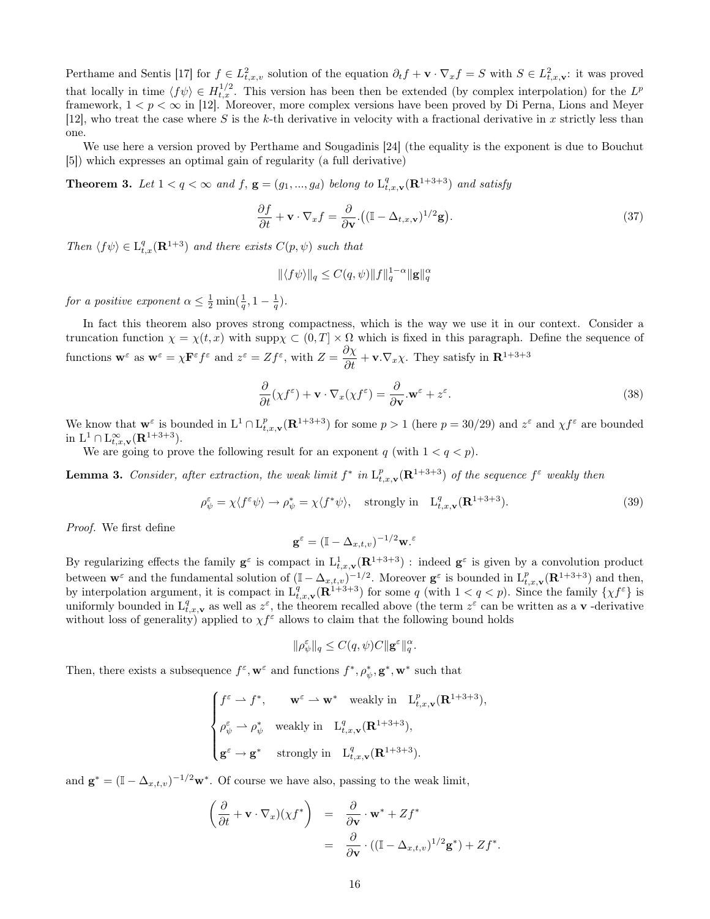Perthame and Sentis [17] for $f \in L^2_{t,x,v}$ solution of the equation $\partial_t f + \mathbf{v} \cdot \nabla_x f = S$ with $S \in L^2_{t,x,\mathbf{v}}$: it was proved that locally in time $\langle f\psi \rangle \in H^{1/2}_{t,x}$. This version has been then be extended (by complex interpolation) for the $L^p$ framework, $1 < p < \infty$ in [12]. Moreover, more complex versions have been proved by Di Perna, Lions and Meyer [12], who treat the case where $S$ is the $k$-th derivative in velocity with a fractional derivative in $x$ strictly less than one.

We use here a version proved by Perthame and Sougadinis [24] (the equality is the exponent is due to Bouchut [5]) which expresses an optimal gain of regularity (a full derivative)

**Theorem 3.** *Let $1 < q < \infty$ and $f$, $\mathbf{g} = (g_1, ..., g_d)$ belong to $\mathrm{L}^q_{t,x,\mathbf{v}}(\mathbf{R}^{1+3+3})$ and satisfy*

$$\frac{\partial f}{\partial t} + \mathbf{v} \cdot \nabla_x f = \frac{\partial}{\partial \mathbf{v}} . \big( (\mathbb{I} - \Delta_{t,x,\mathbf{v}})^{1/2} \mathbf{g} \big). \tag{37}$$

*Then $\langle f\psi \rangle \in \mathrm{L}^q_{t,x}(\mathbf{R}^{1+3})$ and there exists $C(p, \psi)$ such that*

$$\| \langle f\psi \rangle \|_q \le C(q, \psi) \|f\|_q^{1-\alpha} \|\mathbf{g}\|_q^{\alpha}$$

*for a positive exponent $\alpha \le \frac{1}{2} \min(\frac{1}{q}, 1 - \frac{1}{q})$.*

In fact this theorem also proves strong compactness, which is the way we use it in our context. Consider a truncation function $\chi = \chi(t, x)$ with $\mathrm{supp}\chi \subset (0, T] \times \Omega$ which is fixed in this paragraph. Define the sequence of functions $\mathbf{w}^\varepsilon$ as $\mathbf{w}^\varepsilon = \chi \mathbf{F}^\varepsilon f^\varepsilon$ and $z^\varepsilon = Z f^\varepsilon$, with $Z = \dfrac{\partial \chi}{\partial t} + \mathbf{v}.\nabla_x \chi$. They satisfy in $\mathbf{R}^{1+3+3}$

$$\frac{\partial}{\partial t}(\chi f^\varepsilon) + \mathbf{v} \cdot \nabla_x (\chi f^\varepsilon) = \frac{\partial}{\partial \mathbf{v}} . \mathbf{w}^\varepsilon + z^\varepsilon. \tag{38}$$

We know that $\mathbf{w}^\varepsilon$ is bounded in $\mathrm{L}^1 \cap \mathrm{L}^p_{t,x,\mathbf{v}}(\mathbf{R}^{1+3+3})$ for some $p > 1$ (here $p = 30/29$) and $z^\varepsilon$ and $\chi f^\varepsilon$ are bounded in $\mathrm{L}^1 \cap \mathrm{L}^\infty_{t,x,\mathbf{v}}(\mathbf{R}^{1+3+3})$.

We are going to prove the following result for an exponent $q$ (with $1 < q < p$).

**Lemma 3.** *Consider, after extraction, the weak limit $f^*$ in $\mathrm{L}^p_{t,x,\mathbf{v}}(\mathbf{R}^{1+3+3})$ of the sequence $f^\varepsilon$ weakly then*

$$\rho^\varepsilon_\psi = \chi \langle f^\varepsilon \psi \rangle \to \rho^*_\psi = \chi \langle f^* \psi \rangle, \quad \text{strongly in} \quad \mathrm{L}^q_{t,x,\mathbf{v}}(\mathbf{R}^{1+3+3}). \tag{39}$$

*Proof.* We first define

$$\mathbf{g}^\varepsilon = (\mathbb{I} - \Delta_{x,t,v})^{-1/2} \mathbf{w}.^\varepsilon$$

By regularizing effects the family $\mathbf{g}^\varepsilon$ is compact in $\mathrm{L}^1_{t,x,\mathbf{v}}(\mathbf{R}^{1+3+3})$ : indeed $\mathbf{g}^\varepsilon$ is given by a convolution product between $\mathbf{w}^\varepsilon$ and the fundamental solution of $(\mathbb{I} - \Delta_{x,t,v})^{-1/2}$. Moreover $\mathbf{g}^\varepsilon$ is bounded in $\mathrm{L}^p_{t,x,\mathbf{v}}(\mathbf{R}^{1+3+3})$ and then, by interpolation argument, it is compact in $\mathrm{L}^q_{t,x,\mathbf{v}}(\mathbf{R}^{1+3+3})$ for some $q$ (with $1 < q < p$). Since the family $\{\chi f^\varepsilon\}$ is uniformly bounded in $\mathrm{L}^q_{t,x,\mathbf{v}}$ as well as $z^\varepsilon$, the theorem recalled above (the term $z^\varepsilon$ can be written as a $\mathbf{v}$ -derivative without loss of generality) applied to $\chi f^\varepsilon$ allows to claim that the following bound holds

$$\|\rho^\varepsilon_\psi\|_q \le C(q, \psi) C \|\mathbf{g}^\varepsilon\|^\alpha_q.$$

Then, there exists a subsequence $f^\varepsilon, \mathbf{w}^\varepsilon$ and functions $f^*, \rho^*_\psi, \mathbf{g}^*, \mathbf{w}^*$ such that

$$\begin{cases} f^\varepsilon \rightharpoonup f^*, \qquad \mathbf{w}^\varepsilon \rightharpoonup \mathbf{w}^* \quad \text{weakly in} \quad \mathrm{L}^p_{t,x,\mathbf{v}}(\mathbf{R}^{1+3+3}), \\ \rho^\varepsilon_\psi \rightharpoonup \rho^*_\psi \quad \text{weakly in} \quad \mathrm{L}^q_{t,x,\mathbf{v}}(\mathbf{R}^{1+3+3}), \\ \mathbf{g}^\varepsilon \to \mathbf{g}^* \quad \text{strongly in} \quad \mathrm{L}^q_{t,x,\mathbf{v}}(\mathbf{R}^{1+3+3}). \end{cases}$$

and $\mathbf{g}^* = (\mathbb{I} - \Delta_{x,t,v})^{-1/2} \mathbf{w}^*$. Of course we have also, passing to the weak limit,

$$\begin{aligned} \left( \frac{\partial}{\partial t} + \mathbf{v} \cdot \nabla_x)(\chi f^* \right) &= \frac{\partial}{\partial \mathbf{v}} \cdot \mathbf{w}^* + Z f^* \\ &= \frac{\partial}{\partial \mathbf{v}} \cdot ((\mathbb{I} - \Delta_{x,t,v})^{1/2} \mathbf{g}^*) + Z f^*. \end{aligned}$$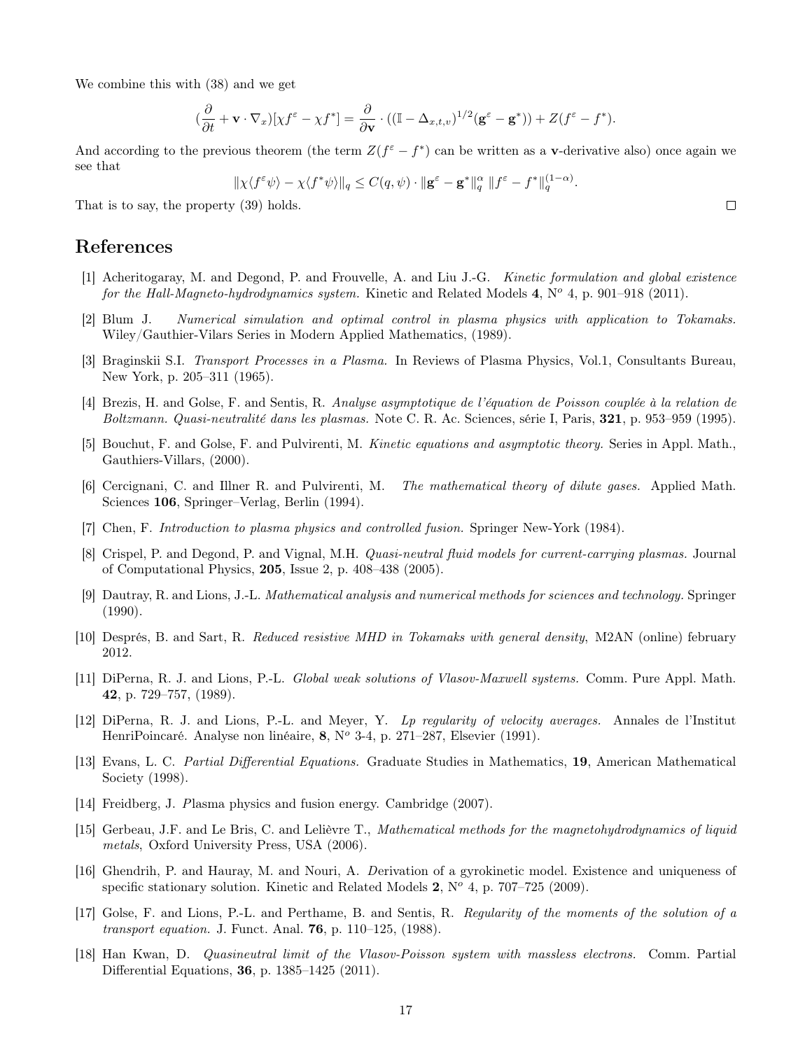We combine this with (38) and we get

$$(\frac{\partial}{\partial t} + \mathbf{v} \cdot \nabla_x)[\chi f^\varepsilon - \chi f^*] = \frac{\partial}{\partial \mathbf{v}} \cdot ((\mathbb{I} - \Delta_{x,t,v})^{1/2}(\mathbf{g}^\varepsilon - \mathbf{g}^*)) + Z(f^\varepsilon - f^*).$$

And according to the previous theorem (the term $Z(f^\varepsilon - f^*)$ can be written as a $\mathbf{v}$-derivative also) once again we see that

$$\|\chi\langle f^\varepsilon \psi\rangle - \chi\langle f^* \psi\rangle\|_q \leq C(q, \psi) \cdot \|\mathbf{g}^\varepsilon - \mathbf{g}^*\|_q^\alpha \; \|f^\varepsilon - f^*\|_q^{(1-\alpha)}.$$

That is to say, the property (39) holds. □

# References

[1] Acheritogaray, M. and Degond, P. and Frouvelle, A. and Liu J.-G. *Kinetic formulation and global existence for the Hall-Magneto-hydrodynamics system.* Kinetic and Related Models **4**, N$^o$ 4, p. 901–918 (2011).

[2] Blum J. *Numerical simulation and optimal control in plasma physics with application to Tokamaks.* Wiley/Gauthier-Vilars Series in Modern Applied Mathematics, (1989).

[3] Braginskii S.I. *Transport Processes in a Plasma.* In Reviews of Plasma Physics, Vol.1, Consultants Bureau, New York, p. 205–311 (1965).

[4] Brezis, H. and Golse, F. and Sentis, R. *Analyse asymptotique de l'équation de Poisson couplée à la relation de Boltzmann. Quasi-neutralité dans les plasmas.* Note C. R. Ac. Sciences, série I, Paris, **321**, p. 953–959 (1995).

[5] Bouchut, F. and Golse, F. and Pulvirenti, M. *Kinetic equations and asymptotic theory.* Series in Appl. Math., Gauthiers-Villars, (2000).

[6] Cercignani, C. and Illner R. and Pulvirenti, M. *The mathematical theory of dilute gases.* Applied Math. Sciences **106**, Springer–Verlag, Berlin (1994).

[7] Chen, F. *Introduction to plasma physics and controlled fusion.* Springer New-York (1984).

[8] Crispel, P. and Degond, P. and Vignal, M.H. *Quasi-neutral fluid models for current-carrying plasmas.* Journal of Computational Physics, **205**, Issue 2, p. 408–438 (2005).

[9] Dautray, R. and Lions, J.-L. *Mathematical analysis and numerical methods for sciences and technology.* Springer (1990).

[10] Després, B. and Sart, R. *Reduced resistive MHD in Tokamaks with general density*, M2AN (online) february 2012.

[11] DiPerna, R. J. and Lions, P.-L. *Global weak solutions of Vlasov-Maxwell systems.* Comm. Pure Appl. Math. **42**, p. 729–757, (1989).

[12] DiPerna, R. J. and Lions, P.-L. and Meyer, Y. *Lp regularity of velocity averages.* Annales de l'Institut HenriPoincaré. Analyse non linéaire, **8**, N$^o$ 3-4, p. 271–287, Elsevier (1991).

[13] Evans, L. C. *Partial Differential Equations.* Graduate Studies in Mathematics, **19**, American Mathematical Society (1998).

[14] Freidberg, J. *P*lasma physics and fusion energy. Cambridge (2007).

[15] Gerbeau, J.F. and Le Bris, C. and Lelièvre T., *Mathematical methods for the magnetohydrodynamics of liquid metals*, Oxford University Press, USA (2006).

[16] Ghendrih, P. and Hauray, M. and Nouri, A. *D*erivation of a gyrokinetic model. Existence and uniqueness of specific stationary solution. Kinetic and Related Models **2**, N$^o$ 4, p. 707–725 (2009).

[17] Golse, F. and Lions, P.-L. and Perthame, B. and Sentis, R. *Regularity of the moments of the solution of a transport equation.* J. Funct. Anal. **76**, p. 110–125, (1988).

[18] Han Kwan, D. *Quasineutral limit of the Vlasov-Poisson system with massless electrons.* Comm. Partial Differential Equations, **36**, p. 1385–1425 (2011).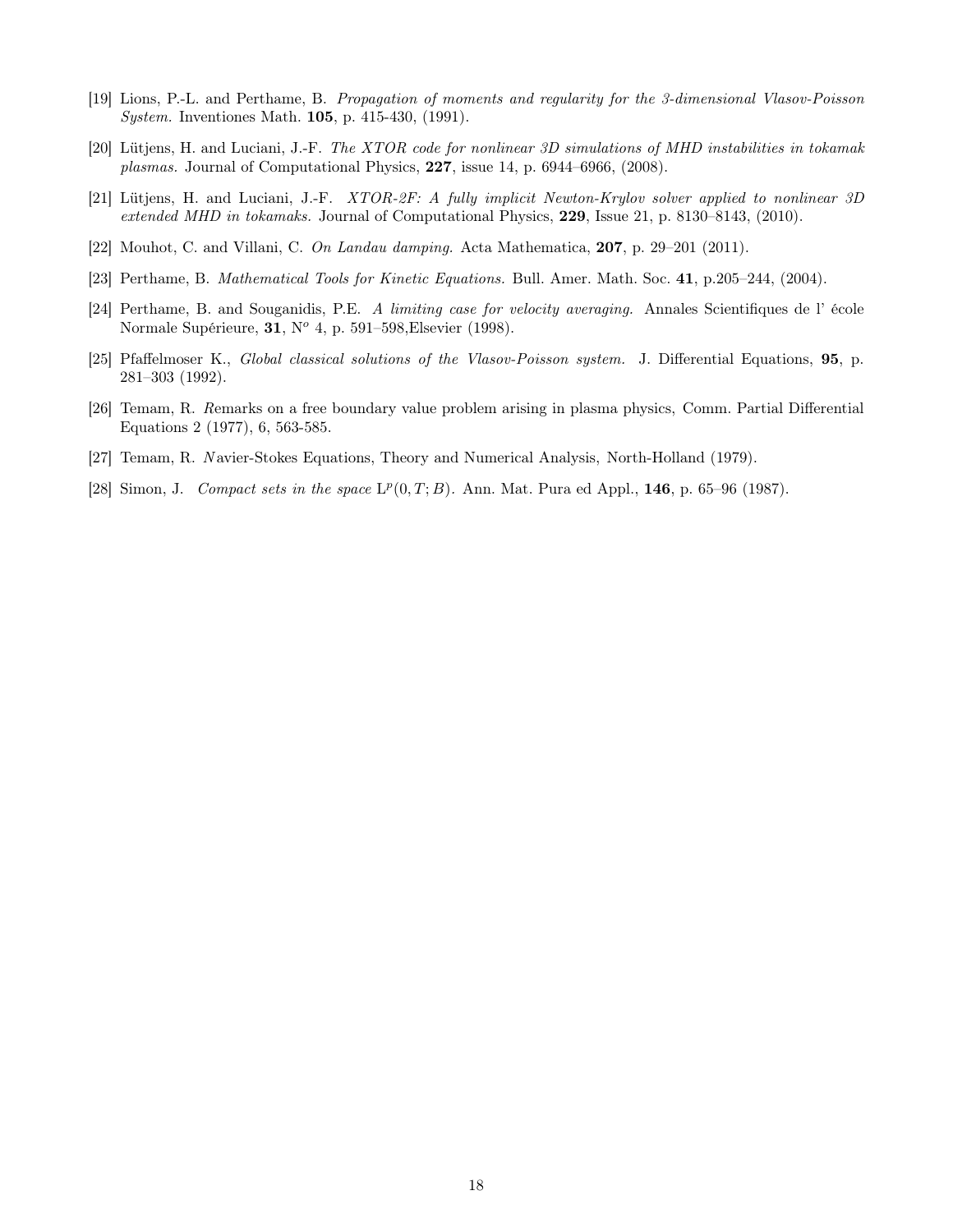[19] Lions, P.-L. and Perthame, B. *Propagation of moments and regularity for the 3-dimensional Vlasov-Poisson System.* Inventiones Math. **105**, p. 415-430, (1991).

[20] Lütjens, H. and Luciani, J.-F. *The XTOR code for nonlinear 3D simulations of MHD instabilities in tokamak plasmas.* Journal of Computational Physics, **227**, issue 14, p. 6944–6966, (2008).

[21] Lütjens, H. and Luciani, J.-F. *XTOR-2F: A fully implicit Newton-Krylov solver applied to nonlinear 3D extended MHD in tokamaks.* Journal of Computational Physics, **229**, Issue 21, p. 8130–8143, (2010).

[22] Mouhot, C. and Villani, C. *On Landau damping.* Acta Mathematica, **207**, p. 29–201 (2011).

[23] Perthame, B. *Mathematical Tools for Kinetic Equations.* Bull. Amer. Math. Soc. **41**, p.205–244, (2004).

[24] Perthame, B. and Souganidis, P.E. *A limiting case for velocity averaging.* Annales Scientifiques de l' école Normale Supérieure, **31**, N$^o$ 4, p. 591–598,Elsevier (1998).

[25] Pfaffelmoser K., *Global classical solutions of the Vlasov-Poisson system.* J. Differential Equations, **95**, p. 281–303 (1992).

[26] Temam, R. *R*emarks on a free boundary value problem arising in plasma physics, Comm. Partial Differential Equations 2 (1977), 6, 563-585.

[27] Temam, R. *N*avier-Stokes Equations, Theory and Numerical Analysis, North-Holland (1979).

[28] Simon, J. *Compact sets in the space* $L^p(0,T;B)$. Ann. Mat. Pura ed Appl., **146**, p. 65–96 (1987).